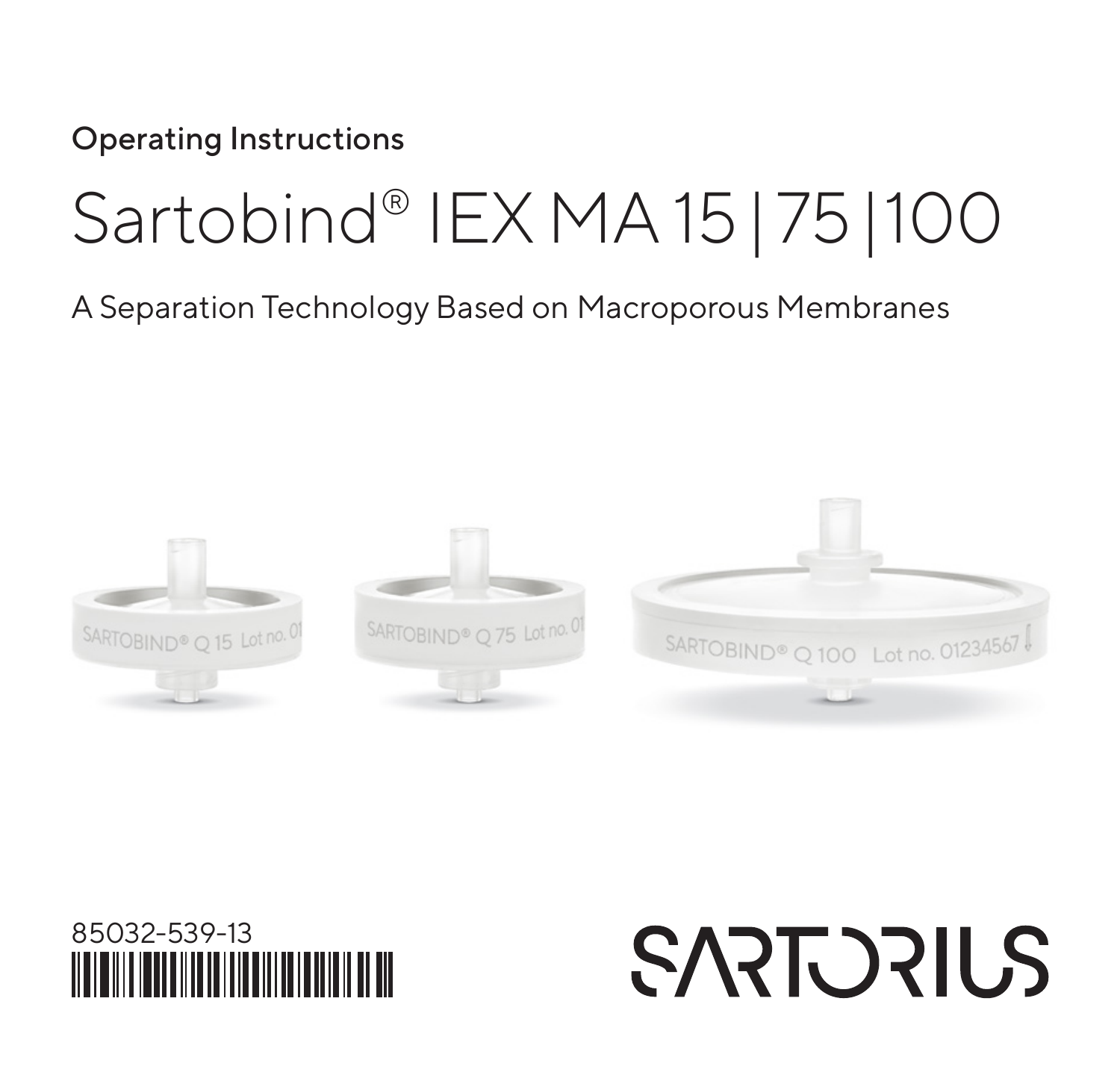Operating Instructions

# Sartobind® IEX MA 15 | 75 | 100

A Separation Technology Based on Macroporous Membranes

85032-539-13

SARTORIUS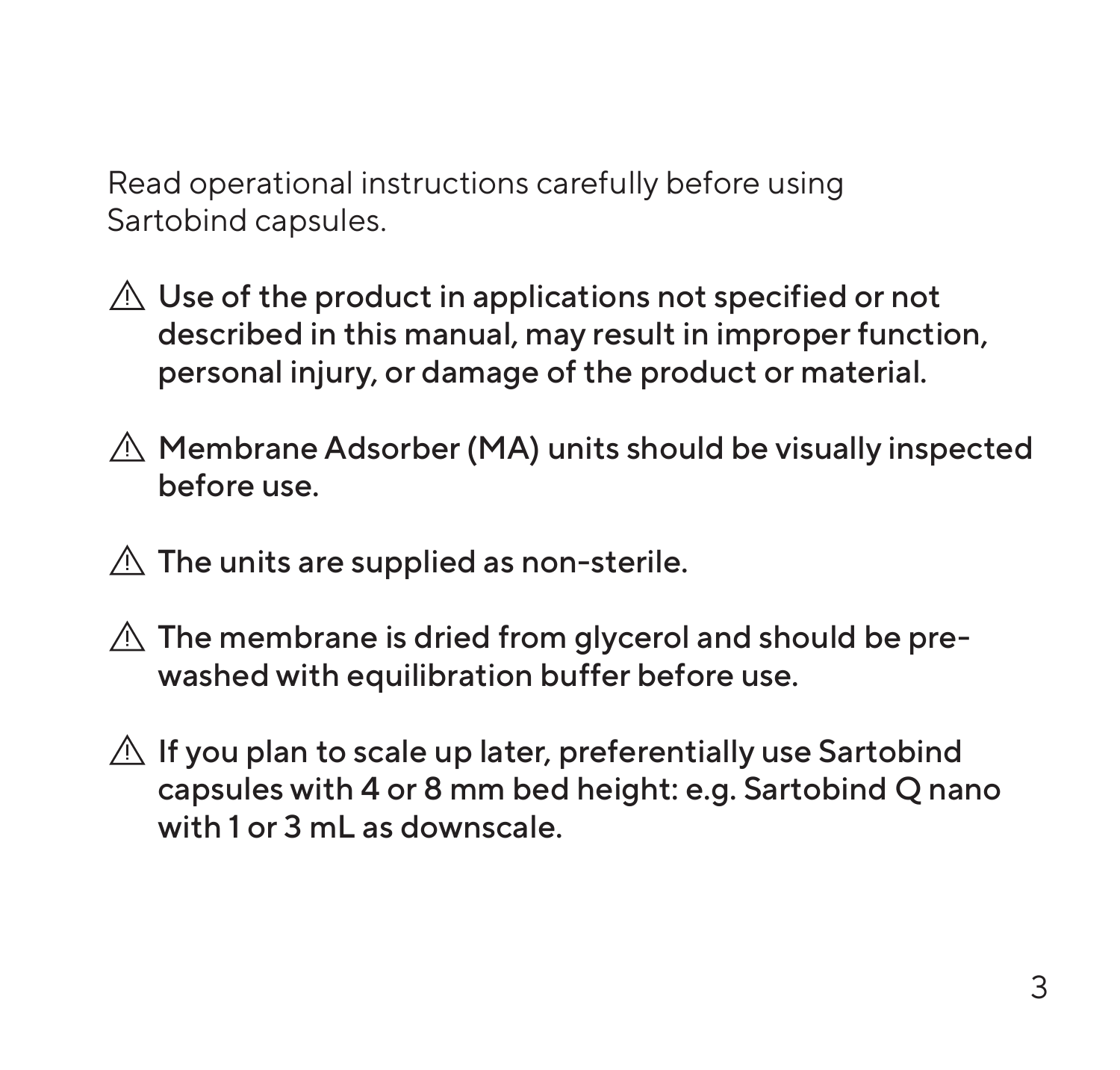Read operational instructions carefully before using Sartobind capsules.

⚠ **Use of the product in applications not specified or not described in this manual, may result in improper function, personal injury, or damage of the product or material.**

⚠ **Membrane Adsorber (MA) units should be visually inspected before use.**

⚠ **The units are supplied as non-sterile.**

⚠ **The membrane is dried from glycerol and should be pre-washed with equilibration buffer before use.**

⚠ **If you plan to scale up later, preferentially use Sartobind capsules with 4 or 8 mm bed height: e.g. Sartobind Q nano with 1 or 3 mL as downscale.**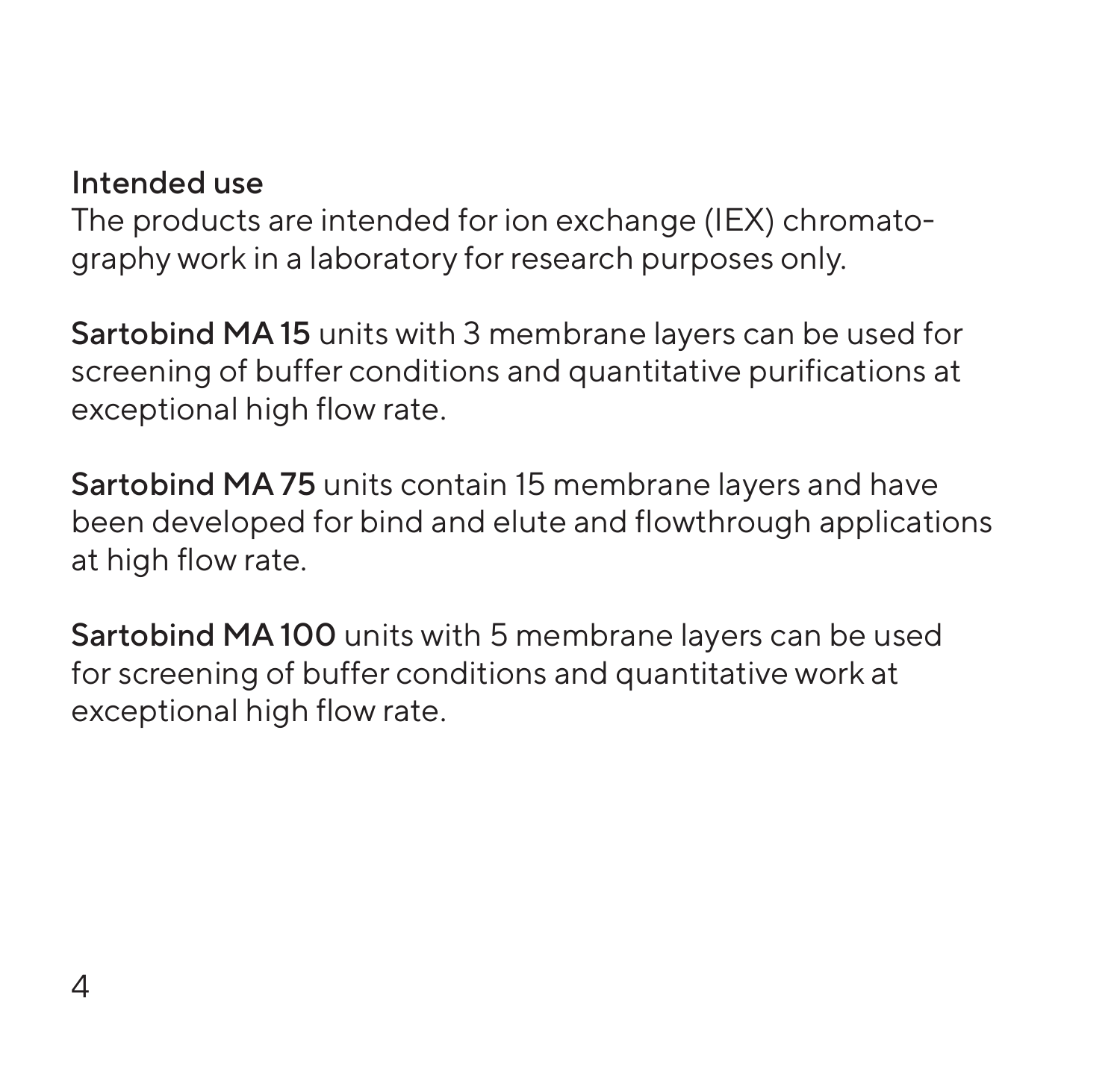## Intended use

The products are intended for ion exchange (IEX) chromatography work in a laboratory for research purposes only.

**Sartobind MA 15** units with 3 membrane layers can be used for screening of buffer conditions and quantitative purifications at exceptional high flow rate.

**Sartobind MA 75** units contain 15 membrane layers and have been developed for bind and elute and flowthrough applications at high flow rate.

**Sartobind MA 100** units with 5 membrane layers can be used for screening of buffer conditions and quantitative work at exceptional high flow rate.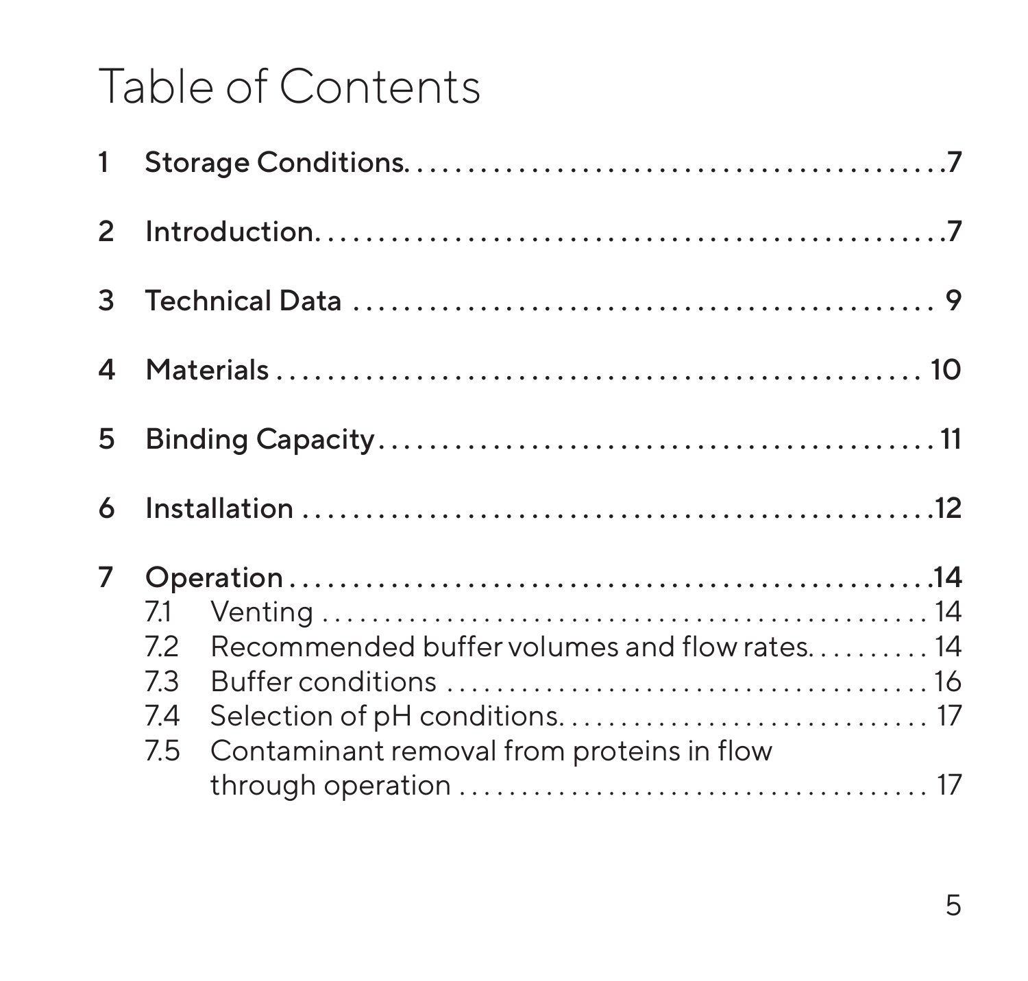# Table of Contents

1 Storage Conditions . . . . . . . . . . . . . . . . . . . . . . . . . . . . . . . . . . . . . . . . 7

2 Introduction . . . . . . . . . . . . . . . . . . . . . . . . . . . . . . . . . . . . . . . . . . . . 7

3 Technical Data . . . . . . . . . . . . . . . . . . . . . . . . . . . . . . . . . . . . . . . . . . 9

4 Materials . . . . . . . . . . . . . . . . . . . . . . . . . . . . . . . . . . . . . . . . . . . . . 10

5 Binding Capacity . . . . . . . . . . . . . . . . . . . . . . . . . . . . . . . . . . . . . . . . 11

6 Installation . . . . . . . . . . . . . . . . . . . . . . . . . . . . . . . . . . . . . . . . . . . . 12

7 Operation . . . . . . . . . . . . . . . . . . . . . . . . . . . . . . . . . . . . . . . . . . . . . 14
   - 7.1 Venting . . . . . . . . . . . . . . . . . . . . . . . . . . . . . . . . . . . . . . . . . . 14
   - 7.2 Recommended buffer volumes and flow rates . . . . . . . . . . 14
   - 7.3 Buffer conditions . . . . . . . . . . . . . . . . . . . . . . . . . . . . . . . . . . 16
   - 7.4 Selection of pH conditions . . . . . . . . . . . . . . . . . . . . . . . . . . . 17
   - 7.5 Contaminant removal from proteins in flow through operation . . . . . . . . . . . . . . . . . . . . . . . . . . . . . . . . . . . 17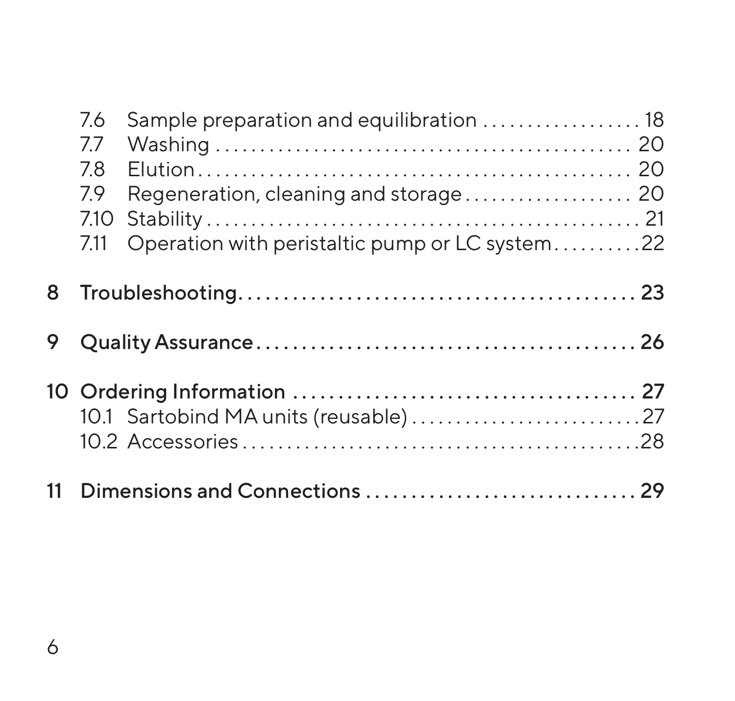7.6 Sample preparation and equilibration .................. 18
7.7 Washing .................................................. 20
7.8 Elution .................................................. 20
7.9 Regeneration, cleaning and storage ................... 20
7.10 Stability ................................................ 21
7.11 Operation with peristaltic pump or LC system .......... 22

**8 Troubleshooting ............................................ 23**

**9 Quality Assurance .......................................... 26**

**10 Ordering Information ....................................... 27**

10.1 Sartobind MA units (reusable) ........................ 27
10.2 Accessories .............................................. 28

**11 Dimensions and Connections .............................. 29**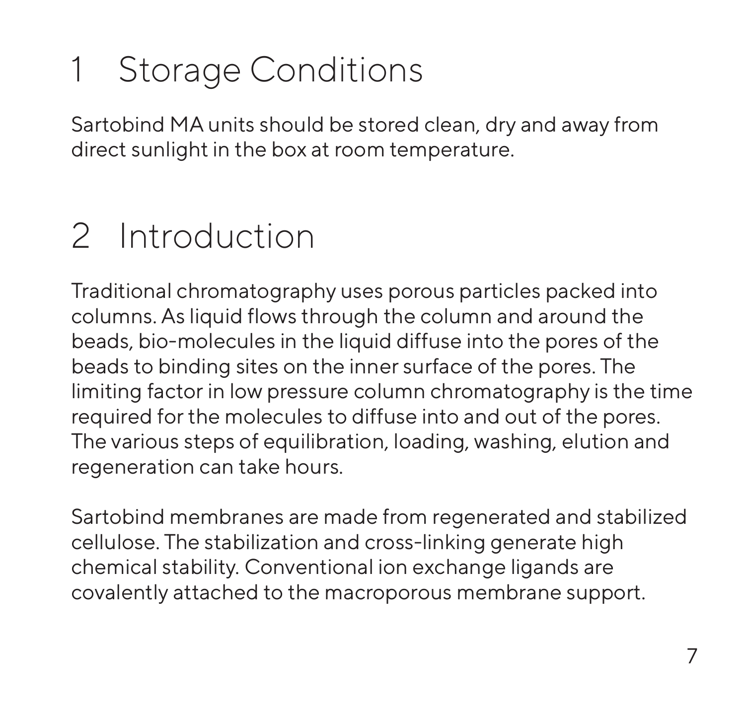# 1 Storage Conditions

Sartobind MA units should be stored clean, dry and away from direct sunlight in the box at room temperature.

# 2 Introduction

Traditional chromatography uses porous particles packed into columns. As liquid flows through the column and around the beads, bio-molecules in the liquid diffuse into the pores of the beads to binding sites on the inner surface of the pores. The limiting factor in low pressure column chromatography is the time required for the molecules to diffuse into and out of the pores. The various steps of equilibration, loading, washing, elution and regeneration can take hours.

Sartobind membranes are made from regenerated and stabilized cellulose. The stabilization and cross-linking generate high chemical stability. Conventional ion exchange ligands are covalently attached to the macroporous membrane support.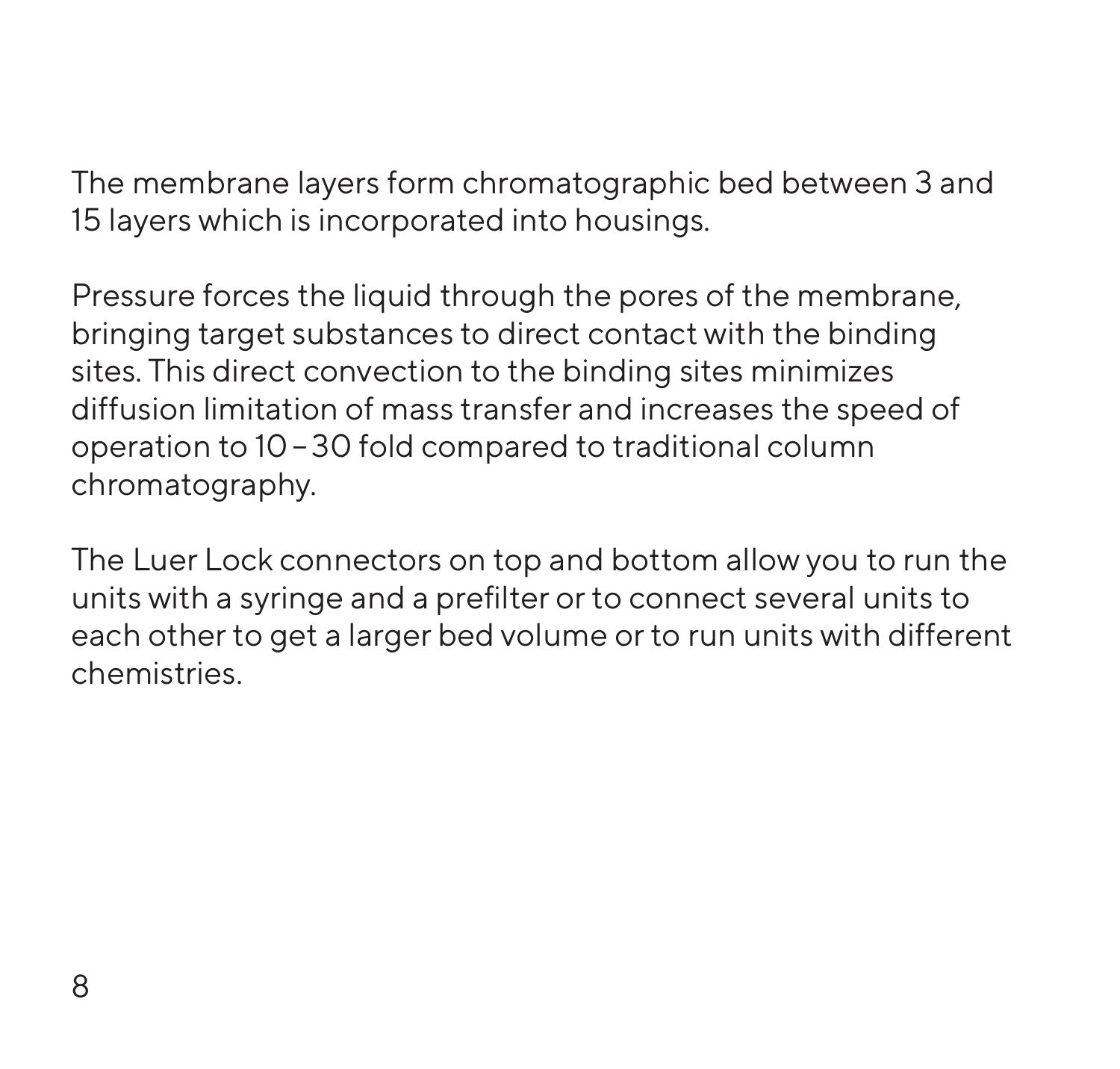The membrane layers form chromatographic bed between 3 and 15 layers which is incorporated into housings.

Pressure forces the liquid through the pores of the membrane, bringing target substances to direct contact with the binding sites. This direct convection to the binding sites minimizes diffusion limitation of mass transfer and increases the speed of operation to 10 – 30 fold compared to traditional column chromatography.

The Luer Lock connectors on top and bottom allow you to run the units with a syringe and a prefilter or to connect several units to each other to get a larger bed volume or to run units with different chemistries.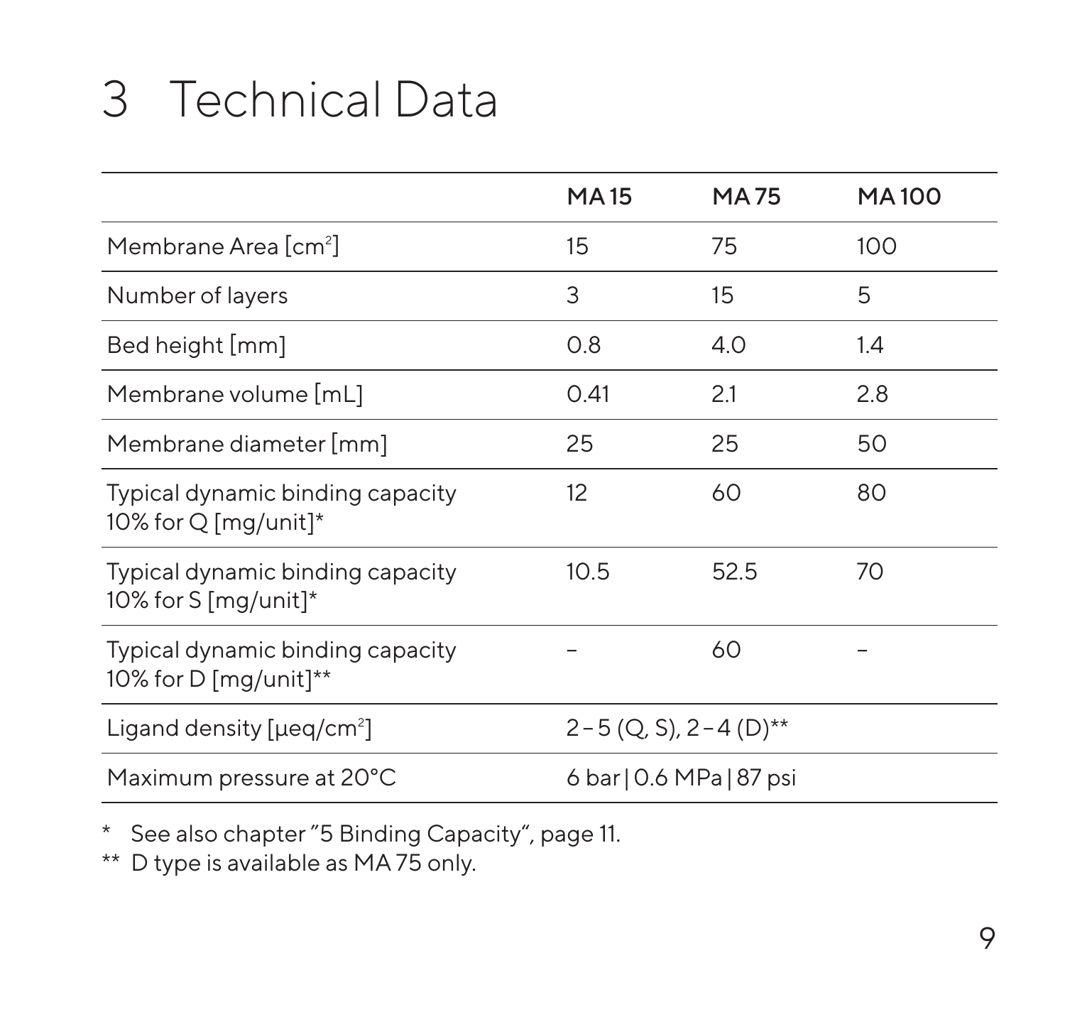# 3 Technical Data

| | MA 15 | MA 75 | MA 100 |
|---|---|---|---|
| Membrane Area [cm$^2$] | 15 | 75 | 100 |
| Number of layers | 3 | 15 | 5 |
| Bed height [mm] | 0.8 | 4.0 | 1.4 |
| Membrane volume [mL] | 0.41 | 2.1 | 2.8 |
| Membrane diameter [mm] | 25 | 25 | 50 |
| Typical dynamic binding capacity 10% for Q [mg/unit]* | 12 | 60 | 80 |
| Typical dynamic binding capacity 10% for S [mg/unit]* | 10.5 | 52.5 | 70 |
| Typical dynamic binding capacity 10% for D [mg/unit]** | – | 60 | – |
| Ligand density [µeq/cm$^2$] | 2 – 5 (Q, S), 2 – 4 (D)** | | |
| Maximum pressure at 20°C | 6 bar \| 0.6 MPa \| 87 psi | | |

\* See also chapter "5 Binding Capacity", page 11.
\*\* D type is available as MA 75 only.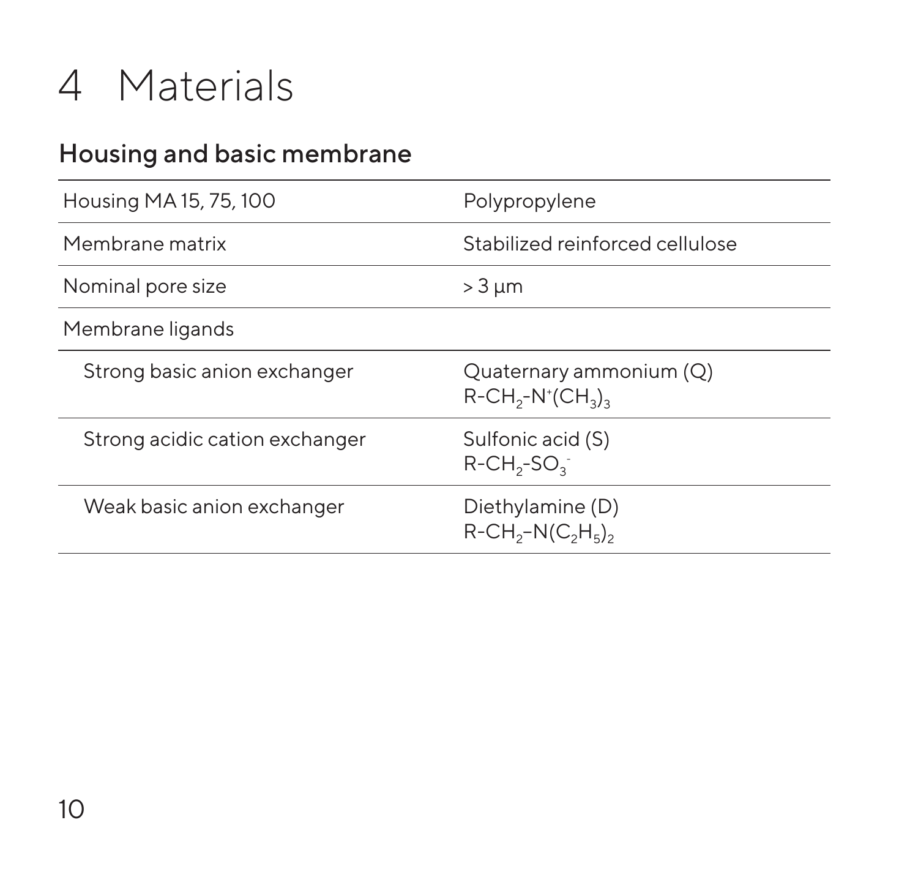# 4 Materials

## Housing and basic membrane

| | |
|---|---|
| Housing MA 15, 75, 100 | Polypropylene |
| Membrane matrix | Stabilized reinforced cellulose |
| Nominal pore size | > 3 µm |
| Membrane ligands | |
| Strong basic anion exchanger | Quaternary ammonium (Q) $R\text{-}CH_2\text{-}N^+(CH_3)_3$ |
| Strong acidic cation exchanger | Sulfonic acid (S) $R\text{-}CH_2\text{-}SO_3^-$ |
| Weak basic anion exchanger | Diethylamine (D) $R\text{-}CH_2\text{-}N(C_2H_5)_2$ |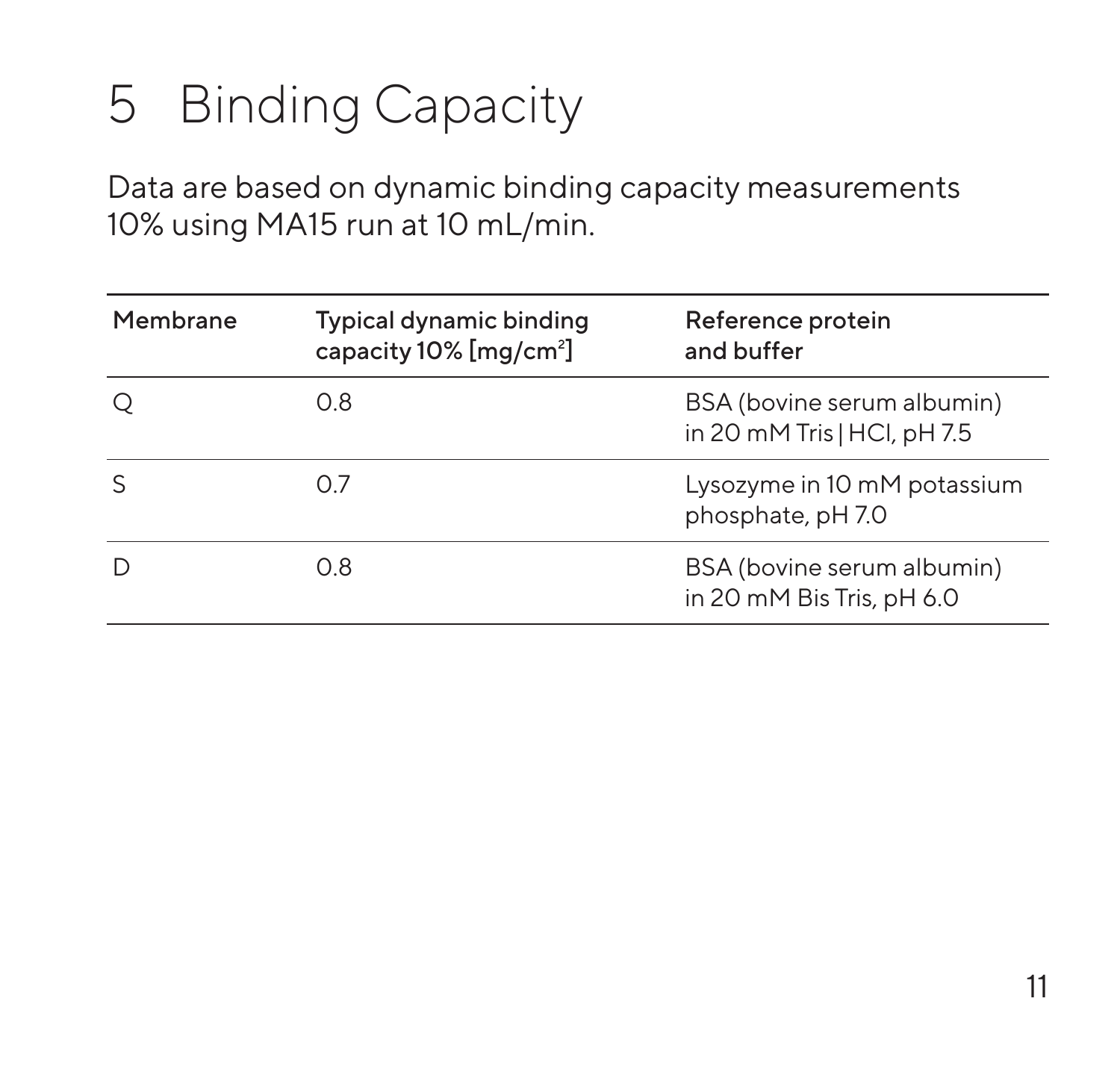# 5 Binding Capacity

Data are based on dynamic binding capacity measurements 10% using MA15 run at 10 mL/min.

| Membrane | Typical dynamic binding capacity 10% [mg/cm$^2$] | Reference protein and buffer |
|---|---|---|
| Q | 0.8 | BSA (bovine serum albumin) in 20 mM Tris \| HCl, pH 7.5 |
| S | 0.7 | Lysozyme in 10 mM potassium phosphate, pH 7.0 |
| D | 0.8 | BSA (bovine serum albumin) in 20 mM Bis Tris, pH 6.0 |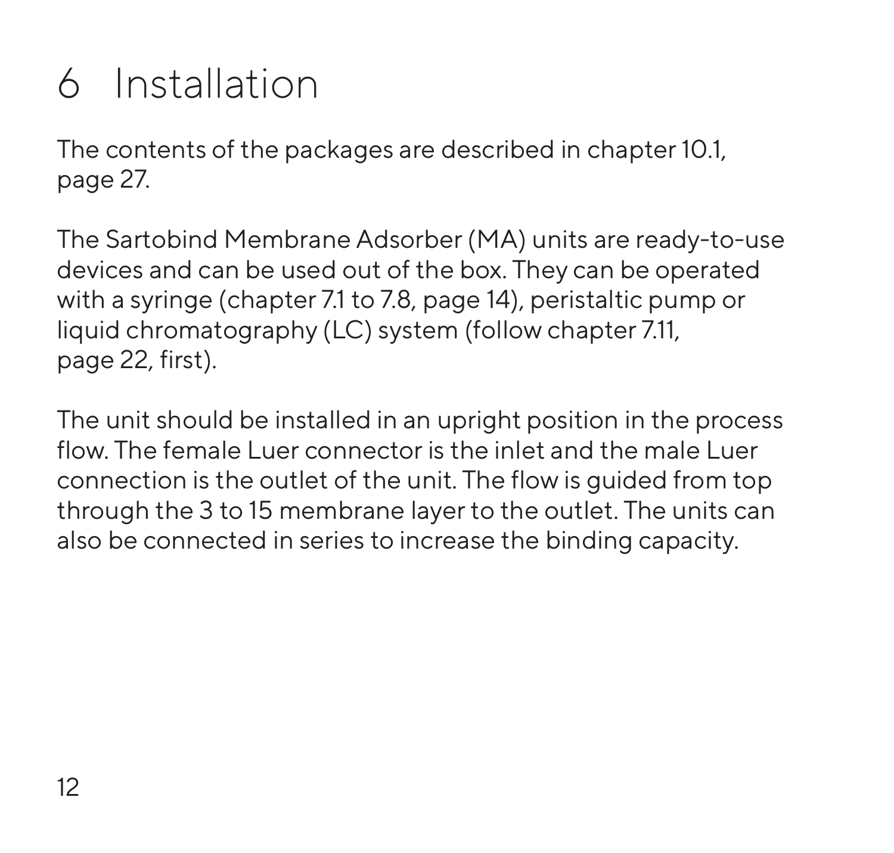# 6 Installation

The contents of the packages are described in chapter 10.1, page 27.

The Sartobind Membrane Adsorber (MA) units are ready-to-use devices and can be used out of the box. They can be operated with a syringe (chapter 7.1 to 7.8, page 14), peristaltic pump or liquid chromatography (LC) system (follow chapter 7.11, page 22, first).

The unit should be installed in an upright position in the process flow. The female Luer connector is the inlet and the male Luer connection is the outlet of the unit. The flow is guided from top through the 3 to 15 membrane layer to the outlet. The units can also be connected in series to increase the binding capacity.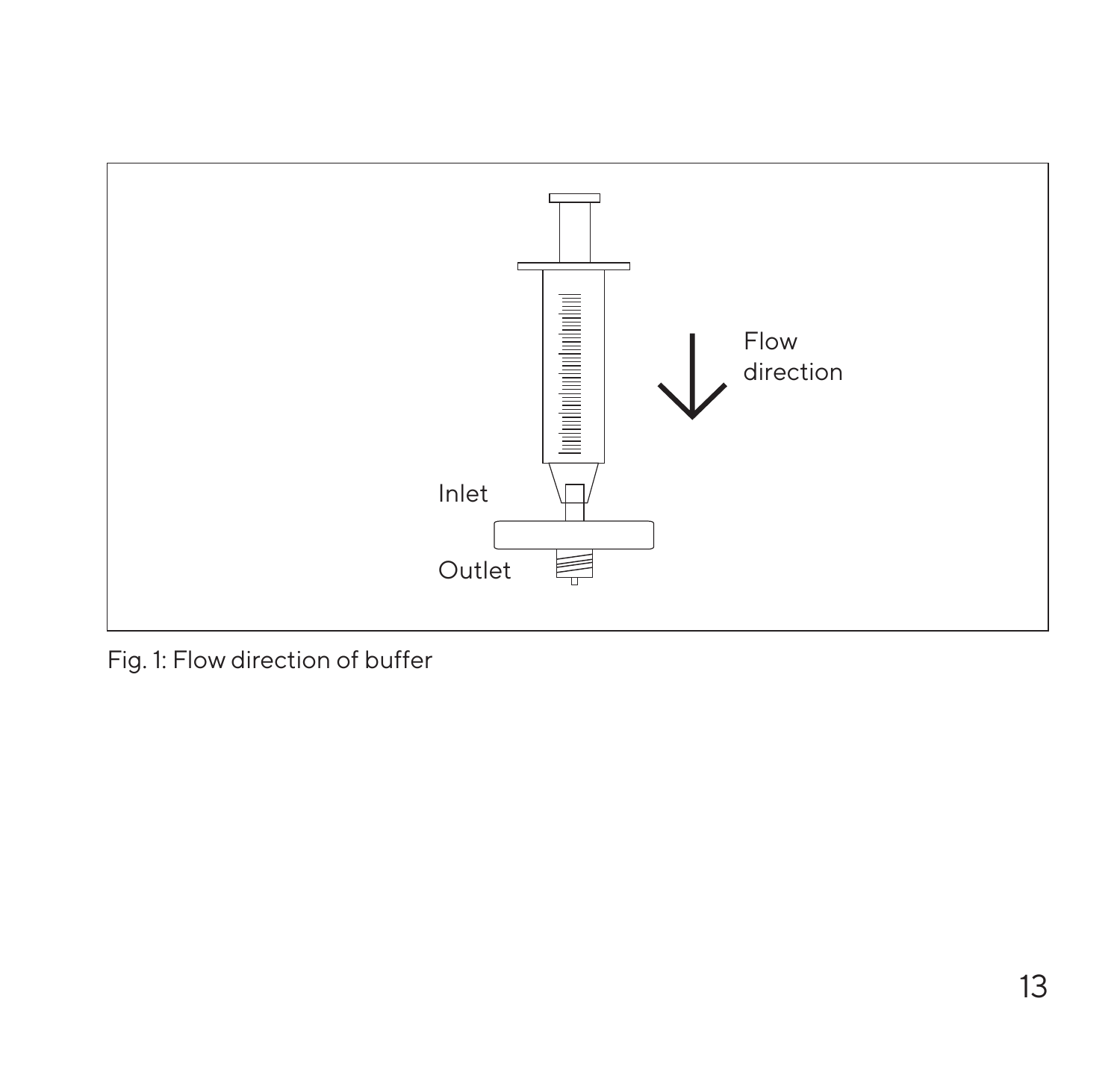Fig. 1: Flow direction of buffer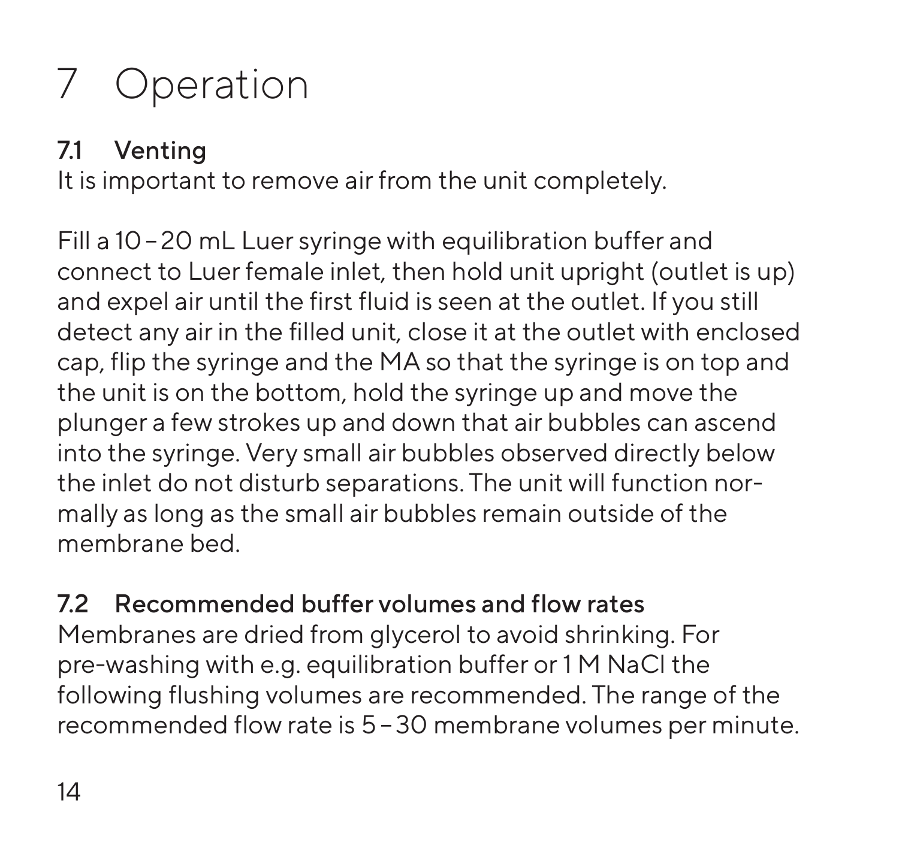# 7 Operation

## 7.1 Venting

It is important to remove air from the unit completely.

Fill a 10 – 20 mL Luer syringe with equilibration buffer and connect to Luer female inlet, then hold unit upright (outlet is up) and expel air until the first fluid is seen at the outlet. If you still detect any air in the filled unit, close it at the outlet with enclosed cap, flip the syringe and the MA so that the syringe is on top and the unit is on the bottom, hold the syringe up and move the plunger a few strokes up and down that air bubbles can ascend into the syringe. Very small air bubbles observed directly below the inlet do not disturb separations. The unit will function normally as long as the small air bubbles remain outside of the membrane bed.

## 7.2 Recommended buffer volumes and flow rates

Membranes are dried from glycerol to avoid shrinking. For pre-washing with e.g. equilibration buffer or 1 M NaCl the following flushing volumes are recommended. The range of the recommended flow rate is 5 – 30 membrane volumes per minute.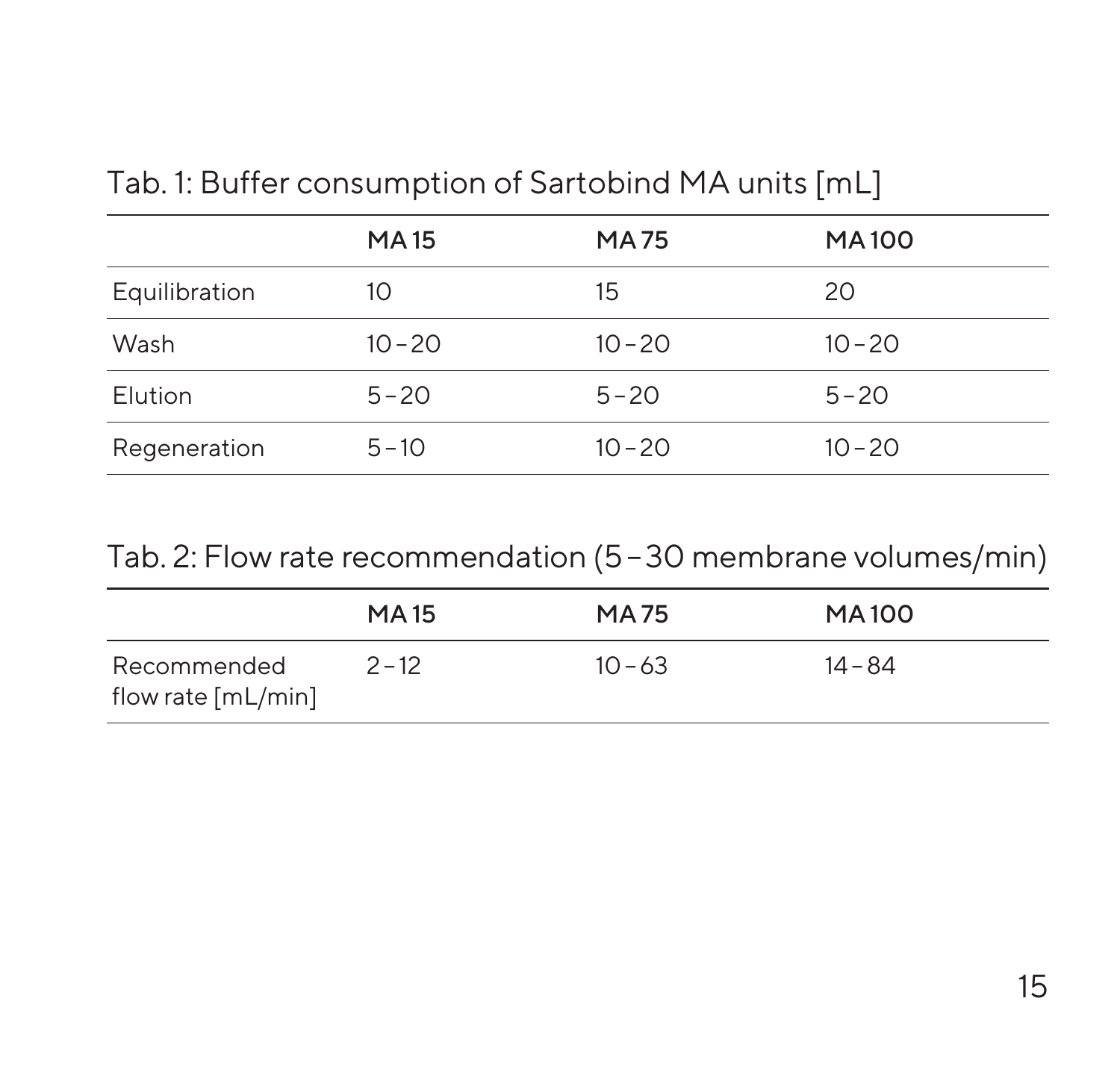Tab. 1: Buffer consumption of Sartobind MA units [mL]

| | MA 15 | MA 75 | MA 100 |
|---|---|---|---|
| Equilibration | 10 | 15 | 20 |
| Wash | 10 – 20 | 10 – 20 | 10 – 20 |
| Elution | 5 – 20 | 5 – 20 | 5 – 20 |
| Regeneration | 5 – 10 | 10 – 20 | 10 – 20 |

Tab. 2: Flow rate recommendation (5 – 30 membrane volumes/min)

| | MA 15 | MA 75 | MA 100 |
|---|---|---|---|
| Recommended flow rate [mL/min] | 2 – 12 | 10 – 63 | 14 – 84 |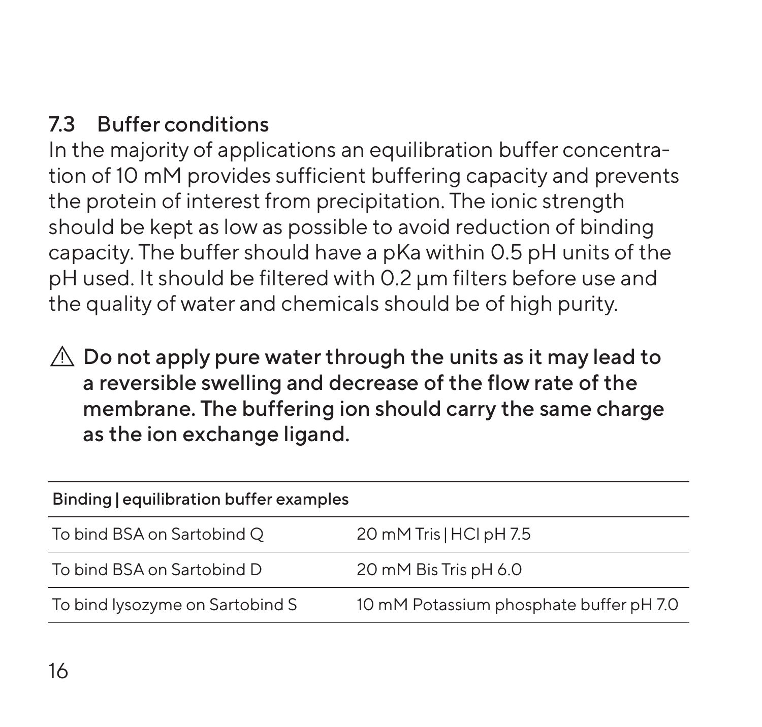## 7.3 Buffer conditions

In the majority of applications an equilibration buffer concentration of 10 mM provides sufficient buffering capacity and prevents the protein of interest from precipitation. The ionic strength should be kept as low as possible to avoid reduction of binding capacity. The buffer should have a pKa within 0.5 pH units of the pH used. It should be filtered with 0.2 µm filters before use and the quality of water and chemicals should be of high purity.

⚠ **Do not apply pure water through the units as it may lead to a reversible swelling and decrease of the flow rate of the membrane. The buffering ion should carry the same charge as the ion exchange ligand.**

| Binding \| equilibration buffer examples | |
|---|---|
| To bind BSA on Sartobind Q | 20 mM Tris \| HCl pH 7.5 |
| To bind BSA on Sartobind D | 20 mM Bis Tris pH 6.0 |
| To bind lysozyme on Sartobind S | 10 mM Potassium phosphate buffer pH 7.0 |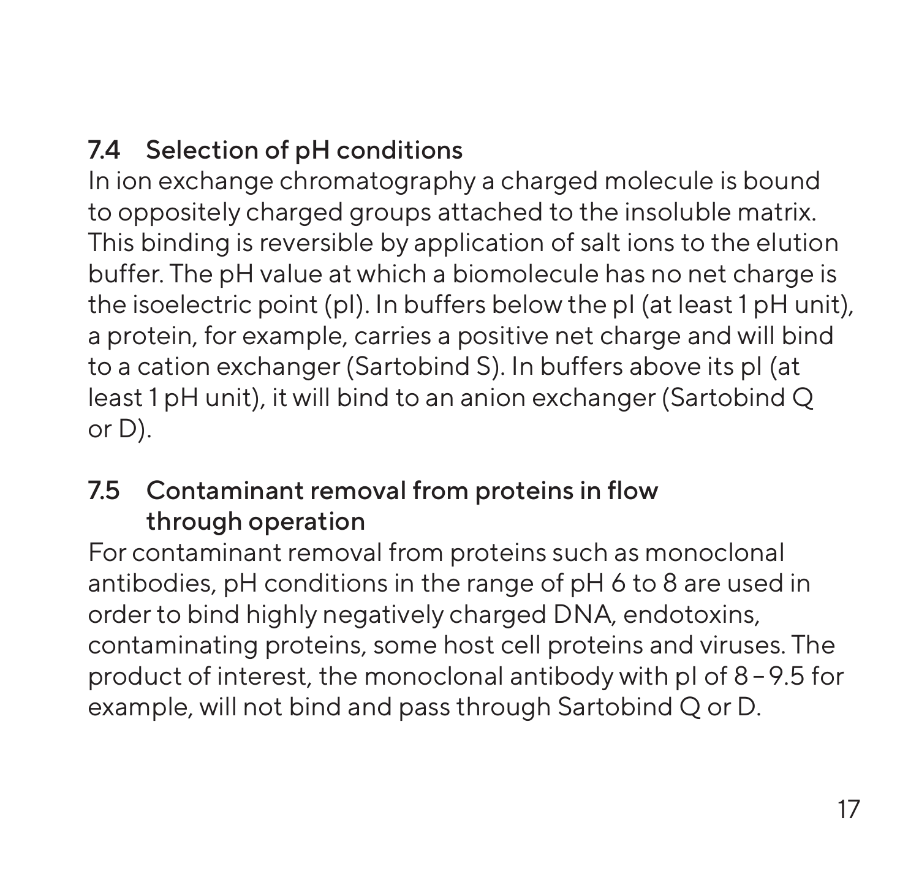## 7.4 Selection of pH conditions

In ion exchange chromatography a charged molecule is bound to oppositely charged groups attached to the insoluble matrix. This binding is reversible by application of salt ions to the elution buffer. The pH value at which a biomolecule has no net charge is the isoelectric point (pI). In buffers below the pI (at least 1 pH unit), a protein, for example, carries a positive net charge and will bind to a cation exchanger (Sartobind S). In buffers above its pI (at least 1 pH unit), it will bind to an anion exchanger (Sartobind Q or D).

## 7.5 Contaminant removal from proteins in flow through operation

For contaminant removal from proteins such as monoclonal antibodies, pH conditions in the range of pH 6 to 8 are used in order to bind highly negatively charged DNA, endotoxins, contaminating proteins, some host cell proteins and viruses. The product of interest, the monoclonal antibody with pI of 8 – 9.5 for example, will not bind and pass through Sartobind Q or D.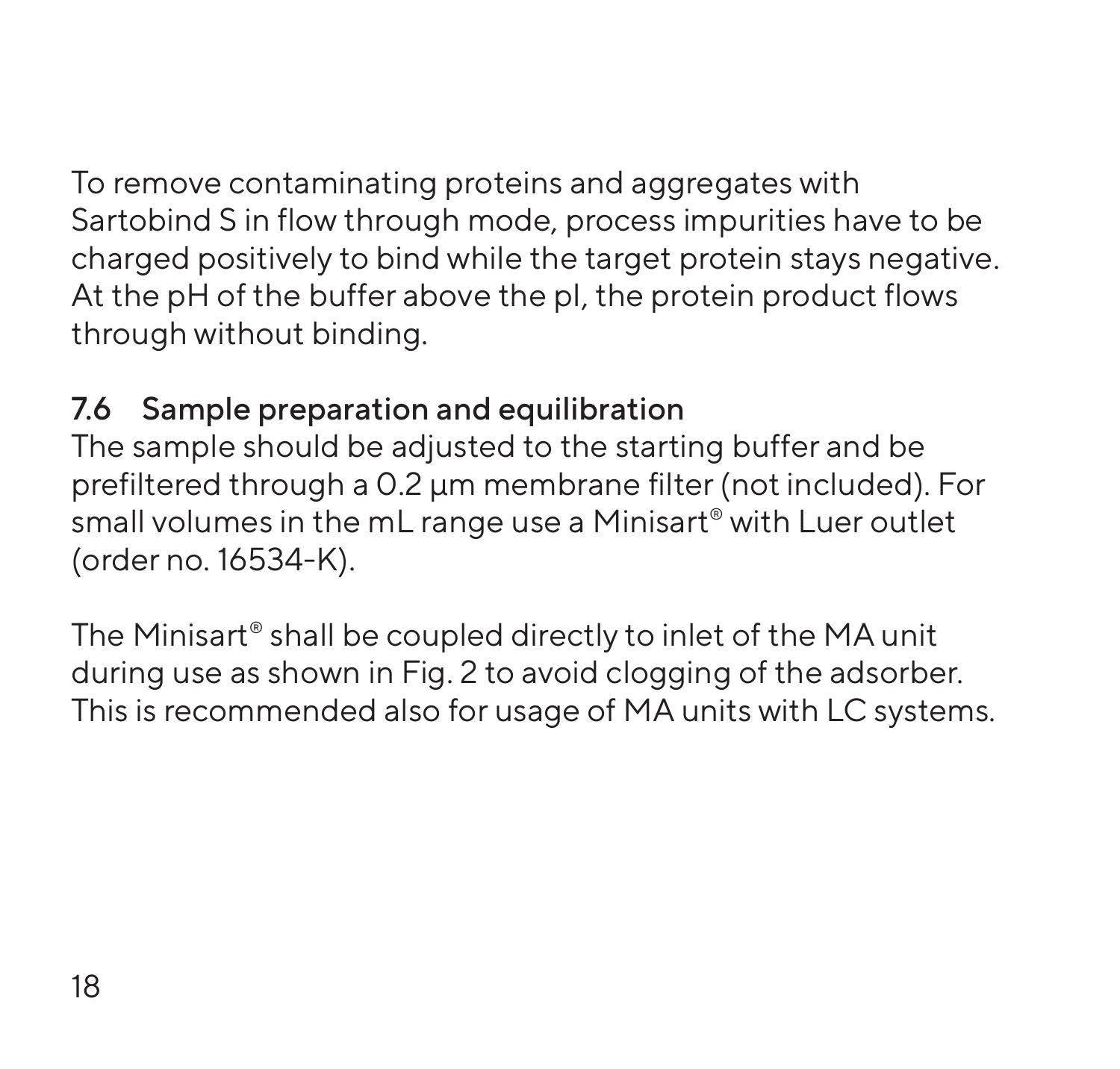To remove contaminating proteins and aggregates with Sartobind S in flow through mode, process impurities have to be charged positively to bind while the target protein stays negative. At the pH of the buffer above the pI, the protein product flows through without binding.

### 7.6 Sample preparation and equilibration

The sample should be adjusted to the starting buffer and be prefiltered through a 0.2 µm membrane filter (not included). For small volumes in the mL range use a Minisart® with Luer outlet (order no. 16534-K).

The Minisart® shall be coupled directly to inlet of the MA unit during use as shown in Fig. 2 to avoid clogging of the adsorber. This is recommended also for usage of MA units with LC systems.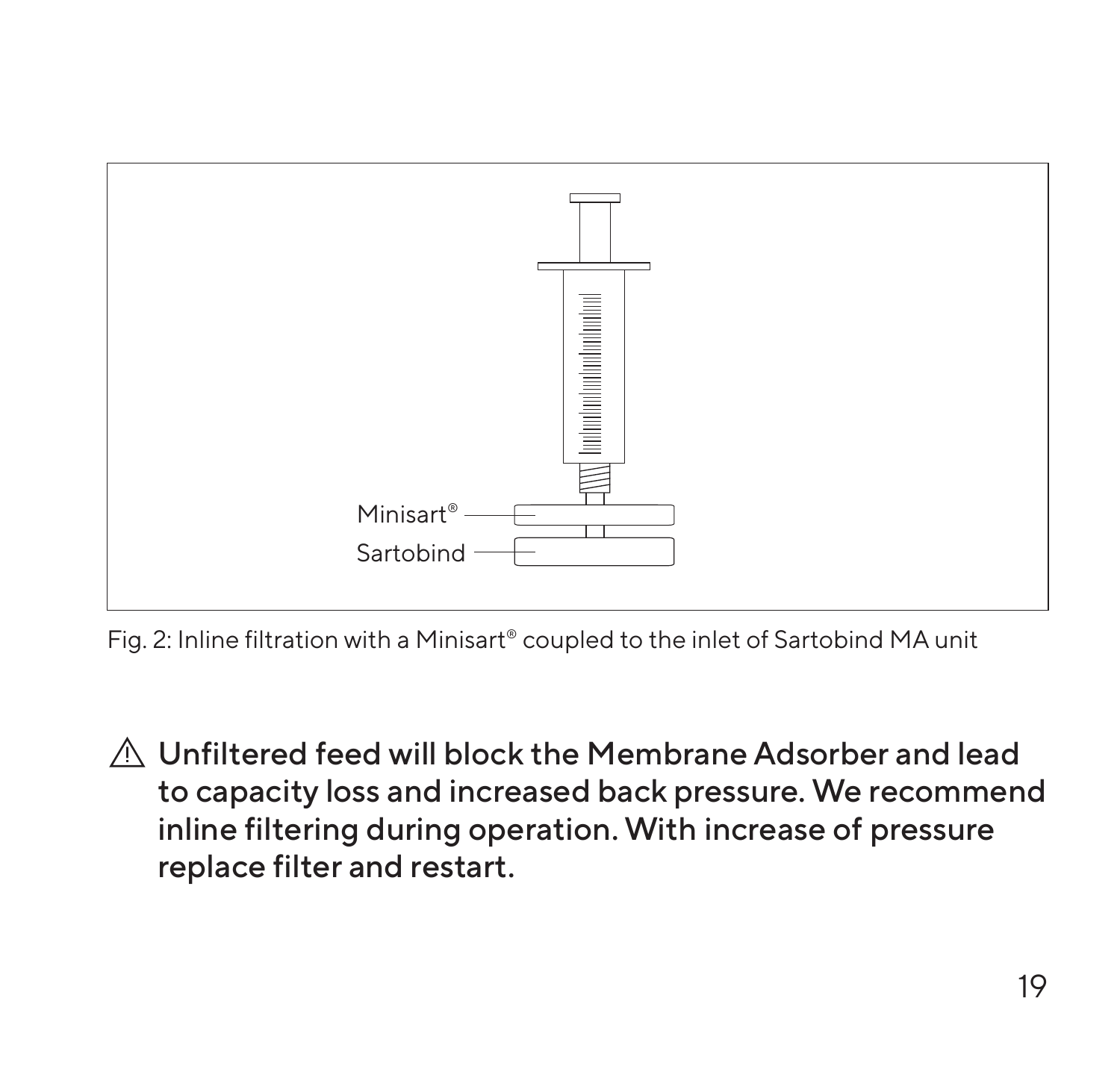Minisart®

Sartobind

Fig. 2: Inline filtration with a Minisart® coupled to the inlet of Sartobind MA unit

⚠ **Unfiltered feed will block the Membrane Adsorber and lead to capacity loss and increased back pressure. We recommend inline filtering during operation. With increase of pressure replace filter and restart.**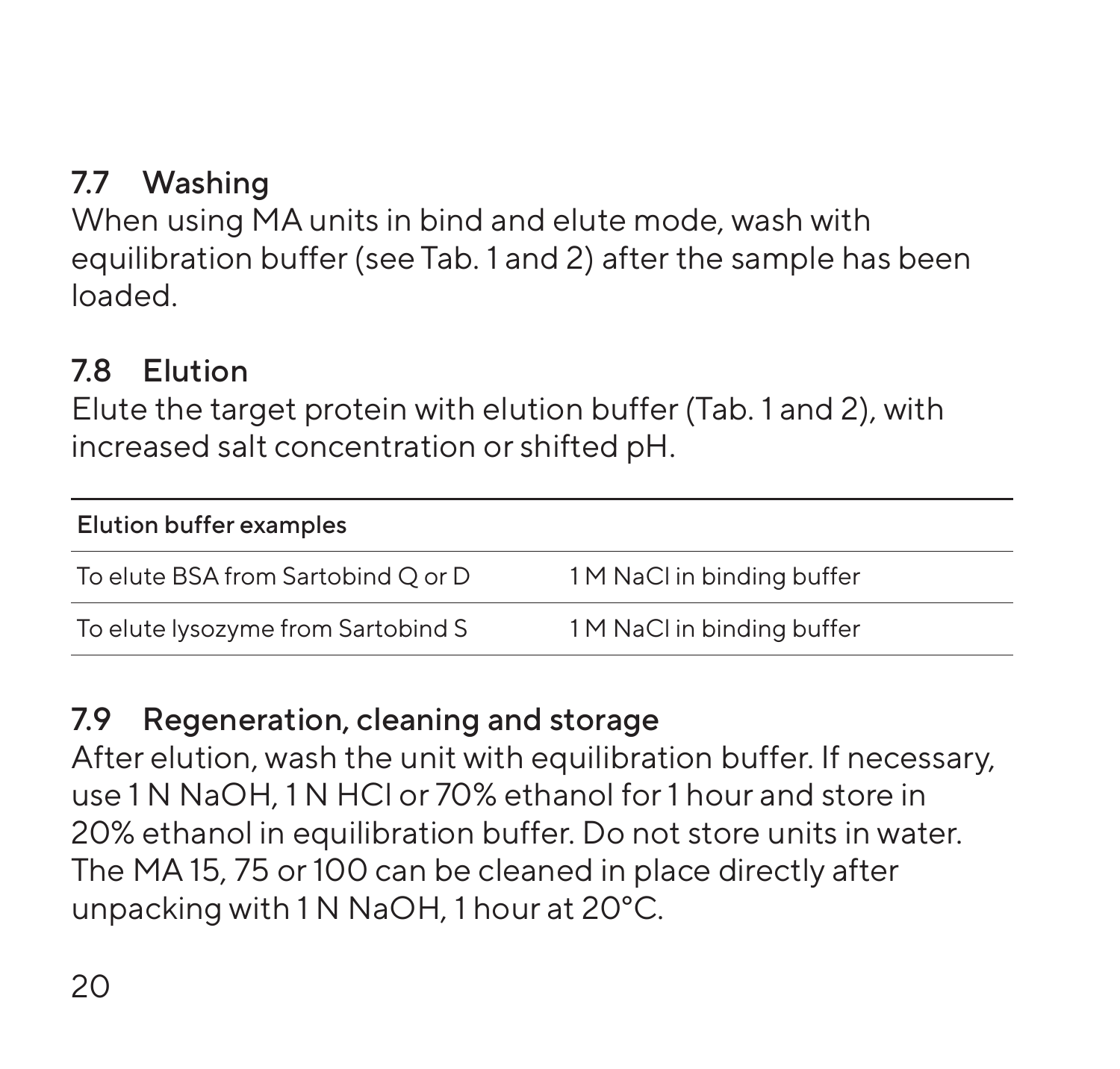## 7.7 Washing

When using MA units in bind and elute mode, wash with equilibration buffer (see Tab. 1 and 2) after the sample has been loaded.

## 7.8 Elution

Elute the target protein with elution buffer (Tab. 1 and 2), with increased salt concentration or shifted pH.

| Elution buffer examples | |
|---|---|
| To elute BSA from Sartobind Q or D | 1 M NaCl in binding buffer |
| To elute lysozyme from Sartobind S | 1 M NaCl in binding buffer |

## 7.9 Regeneration, cleaning and storage

After elution, wash the unit with equilibration buffer. If necessary, use 1 N NaOH, 1 N HCl or 70% ethanol for 1 hour and store in 20% ethanol in equilibration buffer. Do not store units in water. The MA 15, 75 or 100 can be cleaned in place directly after unpacking with 1 N NaOH, 1 hour at 20°C.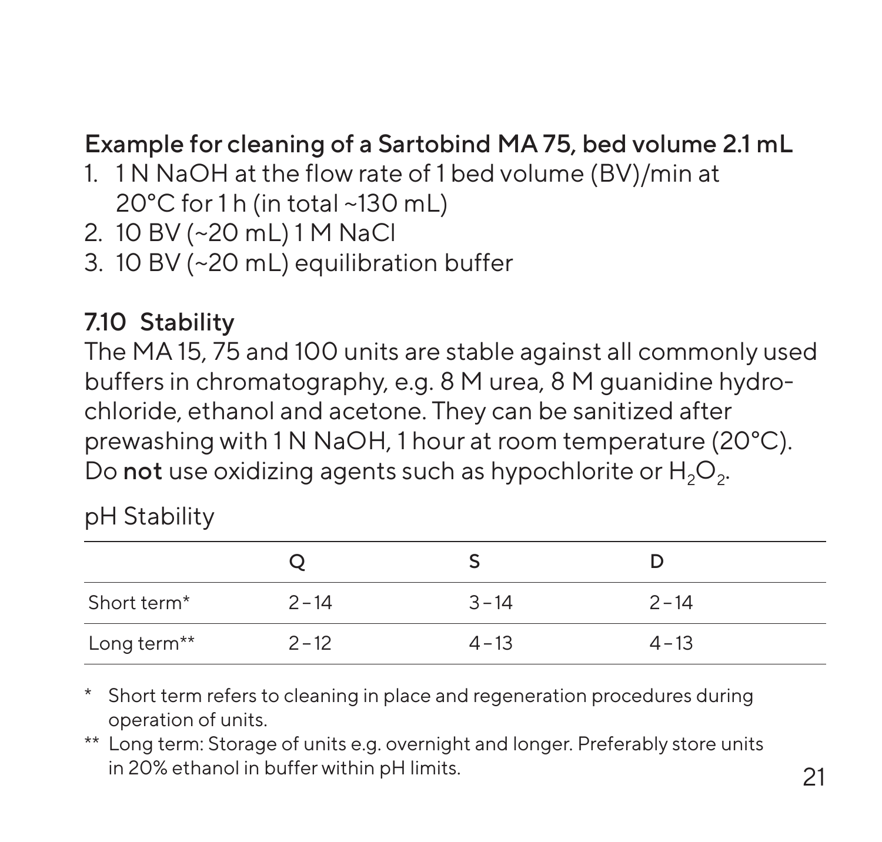**Example for cleaning of a Sartobind MA 75, bed volume 2.1 mL**

1. 1 N NaOH at the flow rate of 1 bed volume (BV)/min at 20°C for 1 h (in total ~130 mL)
2. 10 BV (~20 mL) 1 M NaCl
3. 10 BV (~20 mL) equilibration buffer

## 7.10 Stability

The MA 15, 75 and 100 units are stable against all commonly used buffers in chromatography, e.g. 8 M urea, 8 M guanidine hydrochloride, ethanol and acetone. They can be sanitized after prewashing with 1 N NaOH, 1 hour at room temperature (20°C). Do **not** use oxidizing agents such as hypochlorite or $H_2O_2$.

pH Stability

| | Q | S | D |
|---|---|---|---|
| Short term* | 2 – 14 | 3 – 14 | 2 – 14 |
| Long term** | 2 – 12 | 4 – 13 | 4 – 13 |

\* Short term refers to cleaning in place and regeneration procedures during operation of units.

\*\* Long term: Storage of units e.g. overnight and longer. Preferably store units in 20% ethanol in buffer within pH limits.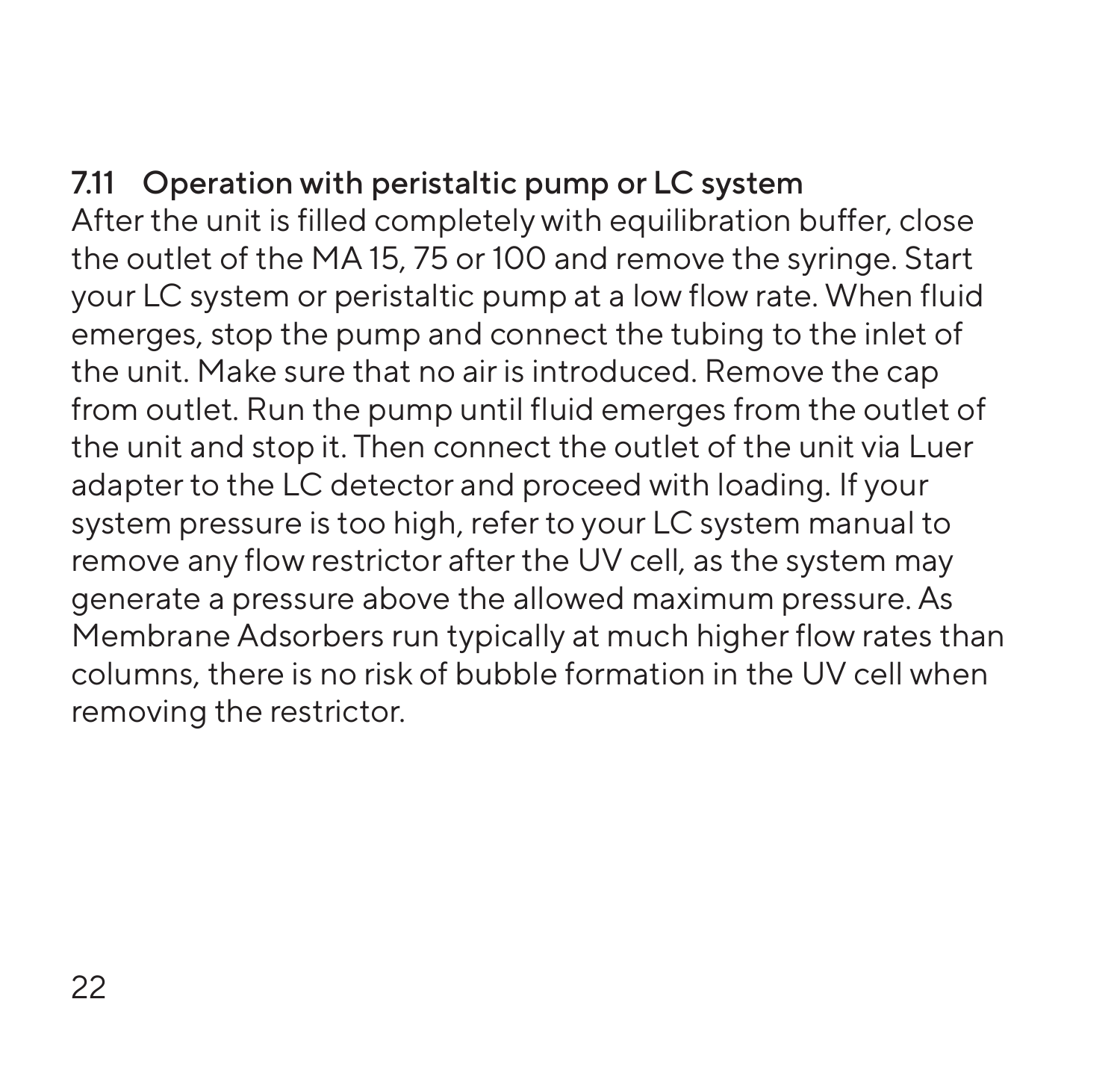## 7.11 Operation with peristaltic pump or LC system

After the unit is filled completely with equilibration buffer, close the outlet of the MA 15, 75 or 100 and remove the syringe. Start your LC system or peristaltic pump at a low flow rate. When fluid emerges, stop the pump and connect the tubing to the inlet of the unit. Make sure that no air is introduced. Remove the cap from outlet. Run the pump until fluid emerges from the outlet of the unit and stop it. Then connect the outlet of the unit via Luer adapter to the LC detector and proceed with loading. If your system pressure is too high, refer to your LC system manual to remove any flow restrictor after the UV cell, as the system may generate a pressure above the allowed maximum pressure. As Membrane Adsorbers run typically at much higher flow rates than columns, there is no risk of bubble formation in the UV cell when removing the restrictor.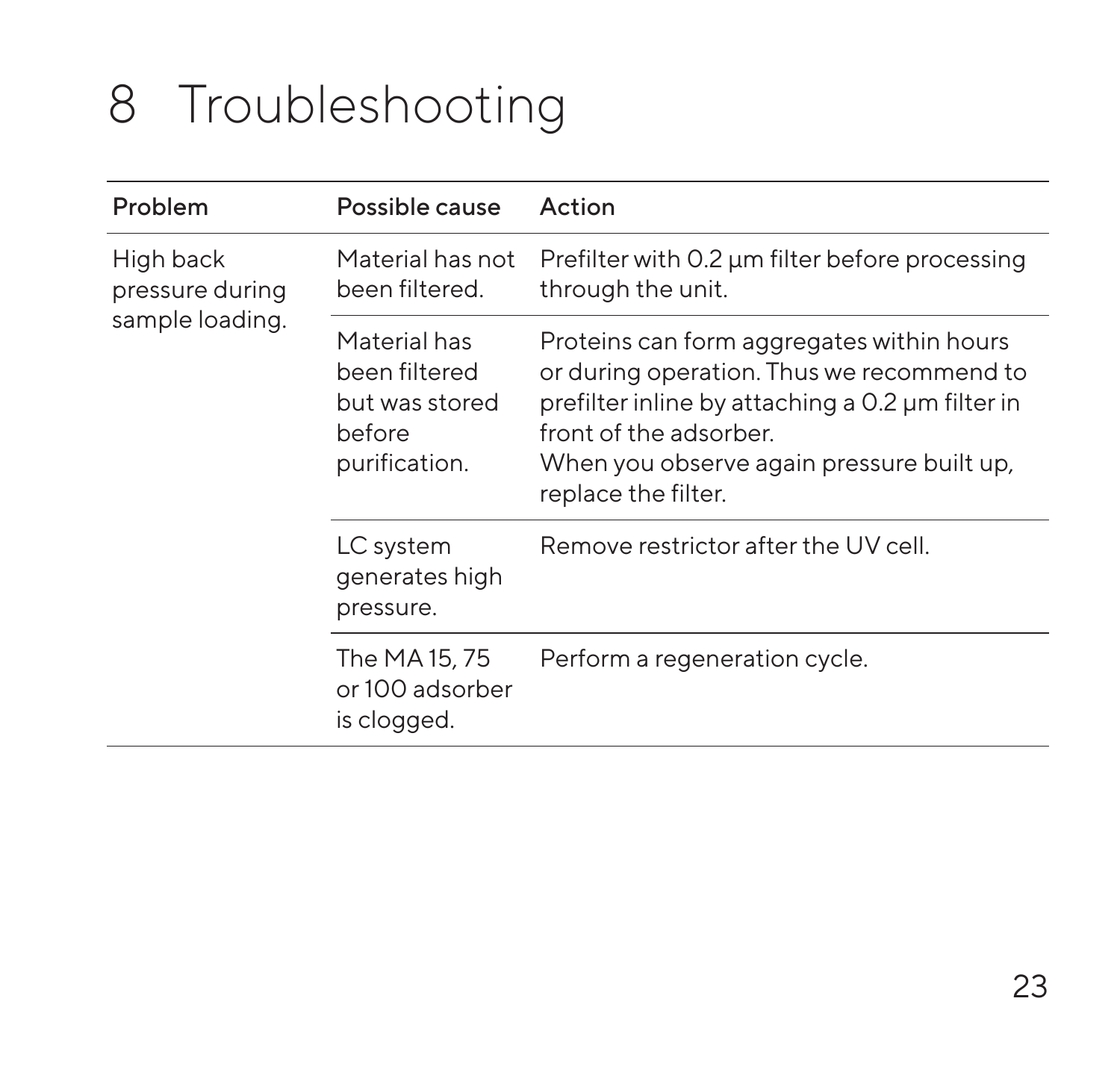# 8 Troubleshooting

| Problem | Possible cause | Action |
|---|---|---|
| High back pressure during sample loading. | Material has not been filtered. | Prefilter with 0.2 µm filter before processing through the unit. |
| | Material has been filtered but was stored before purification. | Proteins can form aggregates within hours or during operation. Thus we recommend to prefilter inline by attaching a 0.2 µm filter in front of the adsorber. When you observe again pressure built up, replace the filter. |
| | LC system generates high pressure. | Remove restrictor after the UV cell. |
| | The MA 15, 75 or 100 adsorber is clogged. | Perform a regeneration cycle. |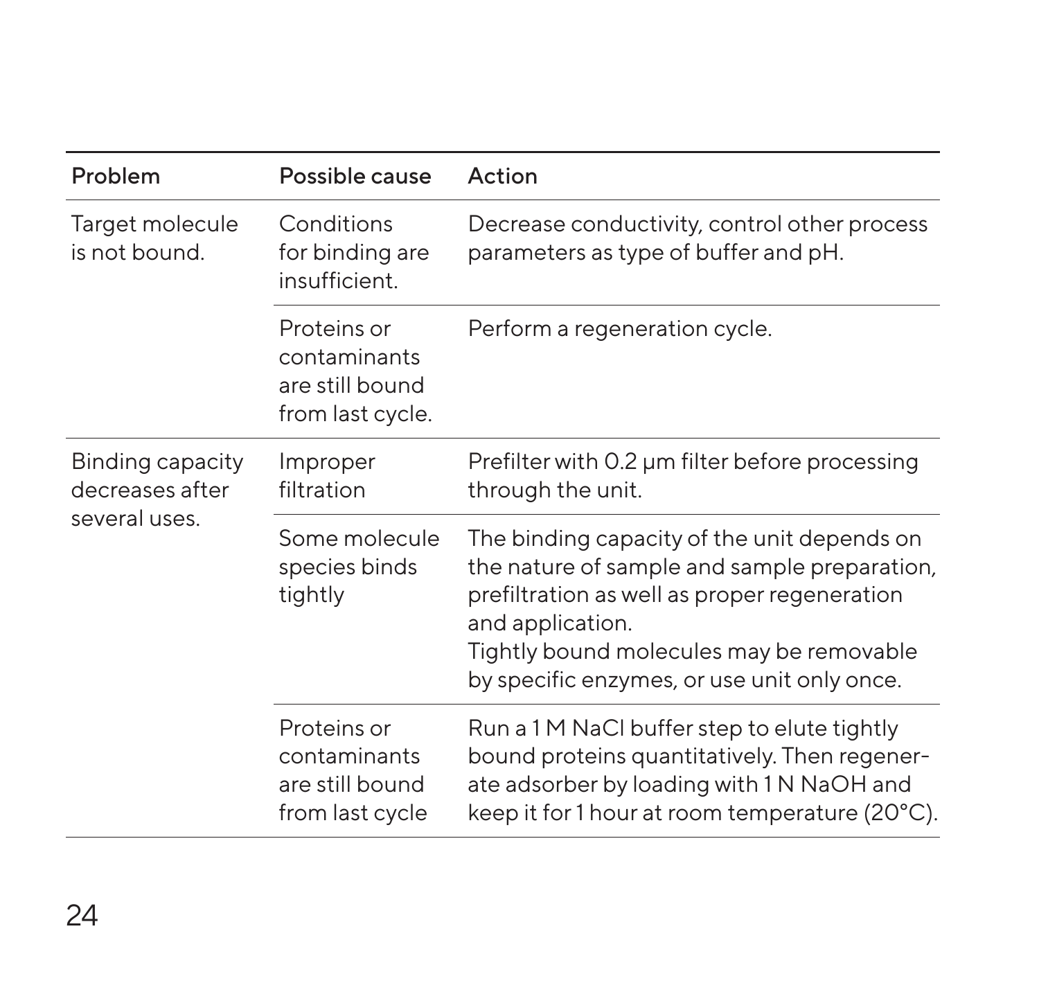| Problem | Possible cause | Action |
|---|---|---|
| Target molecule is not bound. | Conditions for binding are insufficient. | Decrease conductivity, control other process parameters as type of buffer and pH. |
| | Proteins or contaminants are still bound from last cycle. | Perform a regeneration cycle. |
| Binding capacity decreases after several uses. | Improper filtration | Prefilter with 0.2 µm filter before processing through the unit. |
| | Some molecule species binds tightly | The binding capacity of the unit depends on the nature of sample and sample preparation, prefiltration as well as proper regeneration and application.<br>Tightly bound molecules may be removable by specific enzymes, or use unit only once. |
| | Proteins or contaminants are still bound from last cycle | Run a 1 M NaCl buffer step to elute tightly bound proteins quantitatively. Then regenerate adsorber by loading with 1 N NaOH and keep it for 1 hour at room temperature (20°C). |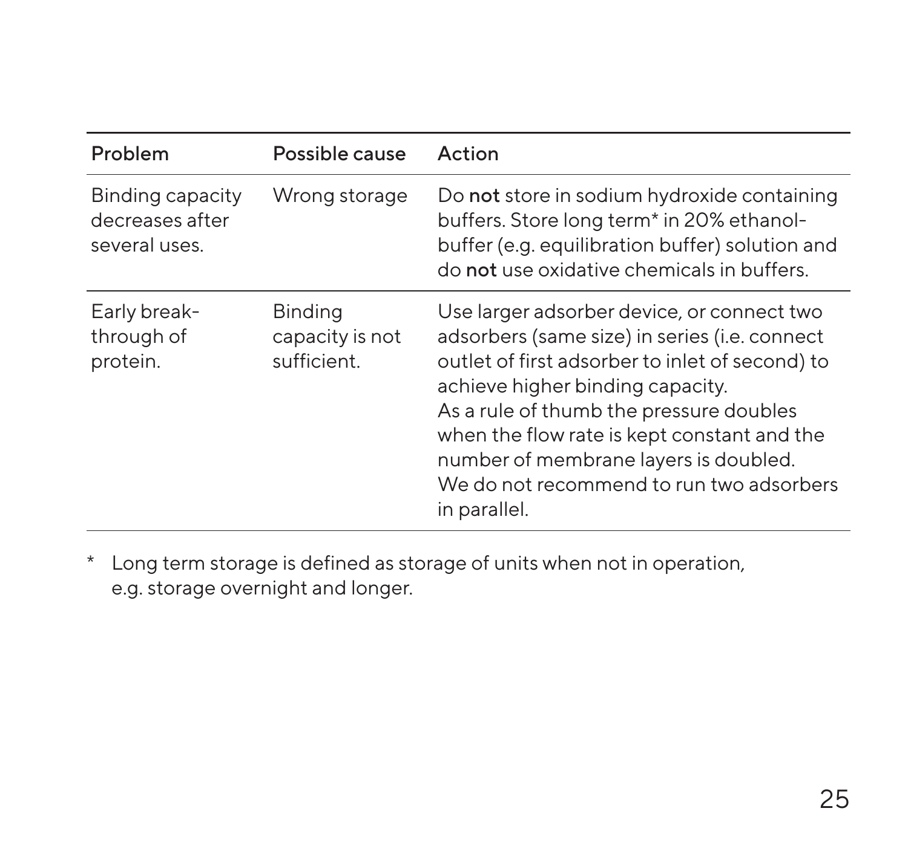| Problem | Possible cause | Action |
| --- | --- | --- |
| Binding capacity decreases after several uses. | Wrong storage | Do **not** store in sodium hydroxide containing buffers. Store long term* in 20% ethanol-buffer (e.g. equilibration buffer) solution and do **not** use oxidative chemicals in buffers. |
| Early break-through of protein. | Binding capacity is not sufficient. | Use larger adsorber device, or connect two adsorbers (same size) in series (i.e. connect outlet of first adsorber to inlet of second) to achieve higher binding capacity.<br>As a rule of thumb the pressure doubles when the flow rate is kept constant and the number of membrane layers is doubled.<br>We do not recommend to run two adsorbers in parallel. |

\* Long term storage is defined as storage of units when not in operation, e.g. storage overnight and longer.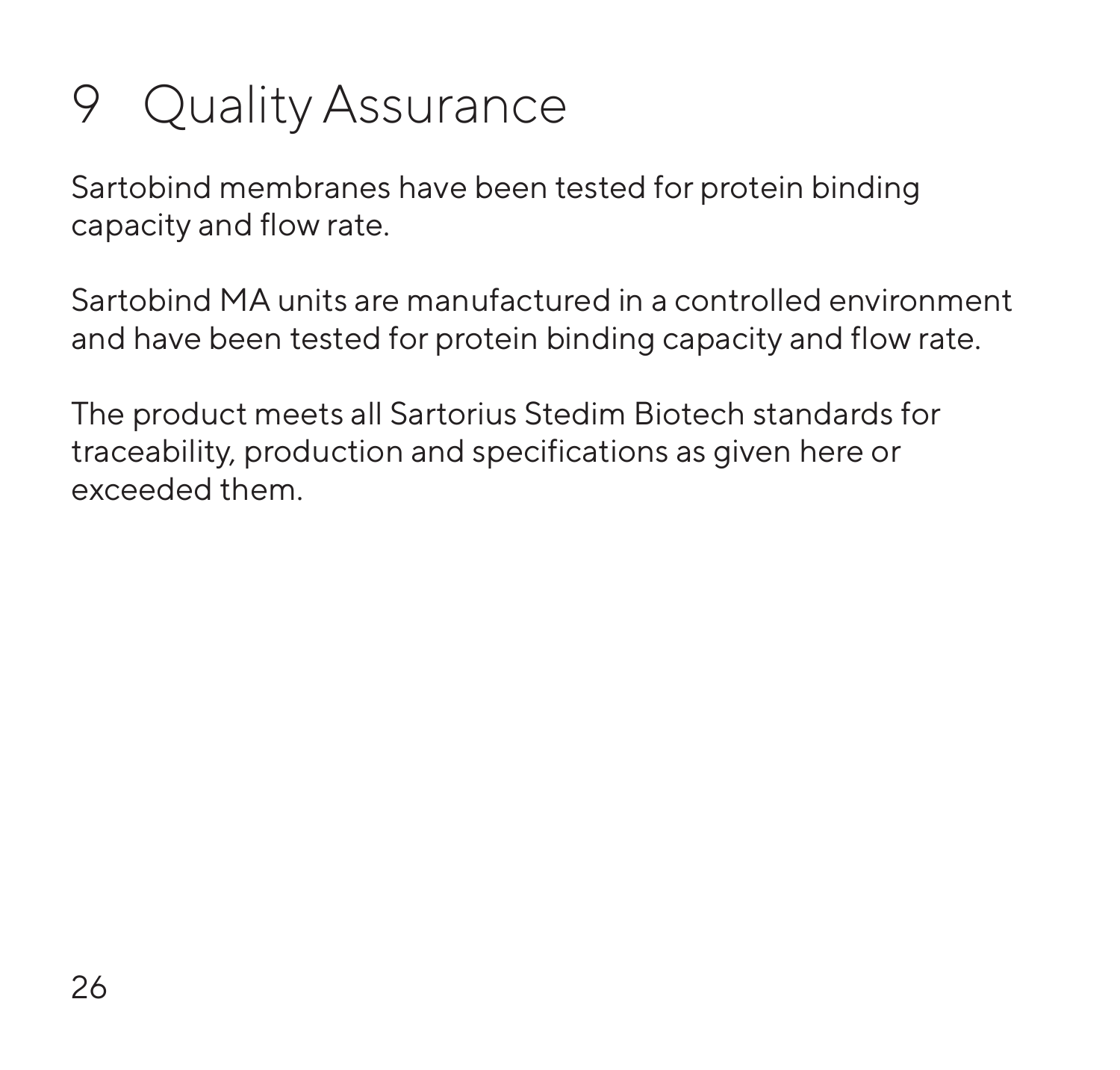# 9 Quality Assurance

Sartobind membranes have been tested for protein binding capacity and flow rate.

Sartobind MA units are manufactured in a controlled environment and have been tested for protein binding capacity and flow rate.

The product meets all Sartorius Stedim Biotech standards for traceability, production and specifications as given here or exceeded them.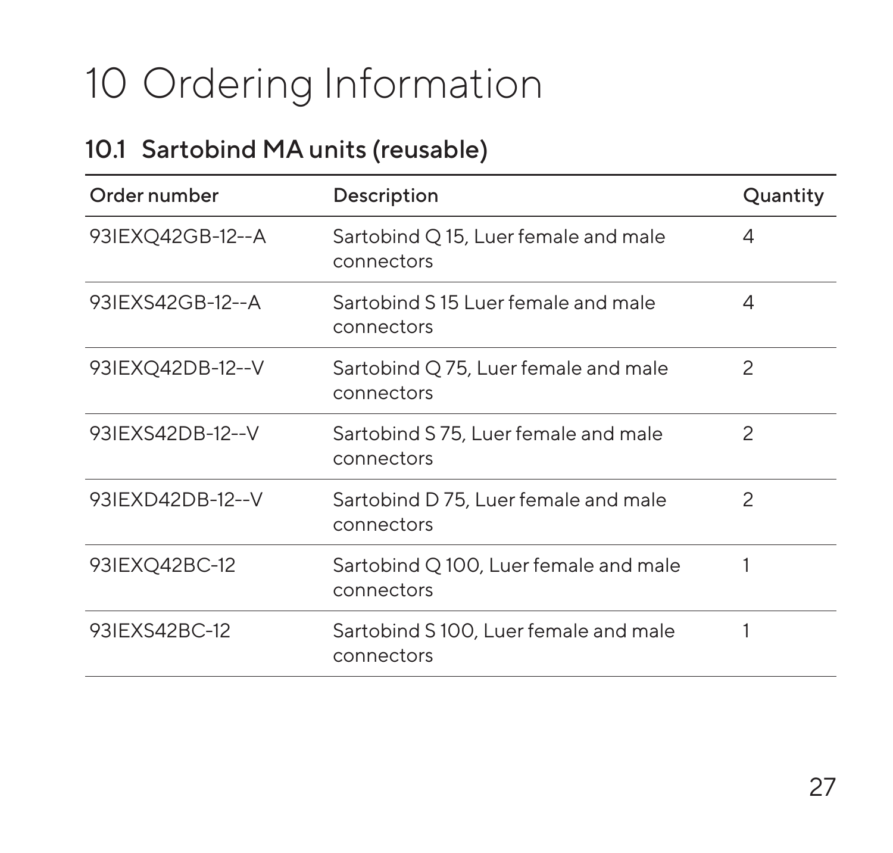# 10 Ordering Information

## 10.1 Sartobind MA units (reusable)

| Order number | Description | Quantity |
|---|---|---|
| 93IEXQ42GB-12--A | Sartobind Q 15, Luer female and male connectors | 4 |
| 93IEXS42GB-12--A | Sartobind S 15 Luer female and male connectors | 4 |
| 93IEXQ42DB-12--V | Sartobind Q 75, Luer female and male connectors | 2 |
| 93IEXS42DB-12--V | Sartobind S 75, Luer female and male connectors | 2 |
| 93IEXD42DB-12--V | Sartobind D 75, Luer female and male connectors | 2 |
| 93IEXQ42BC-12 | Sartobind Q 100, Luer female and male connectors | 1 |
| 93IEXS42BC-12 | Sartobind S 100, Luer female and male connectors | 1 |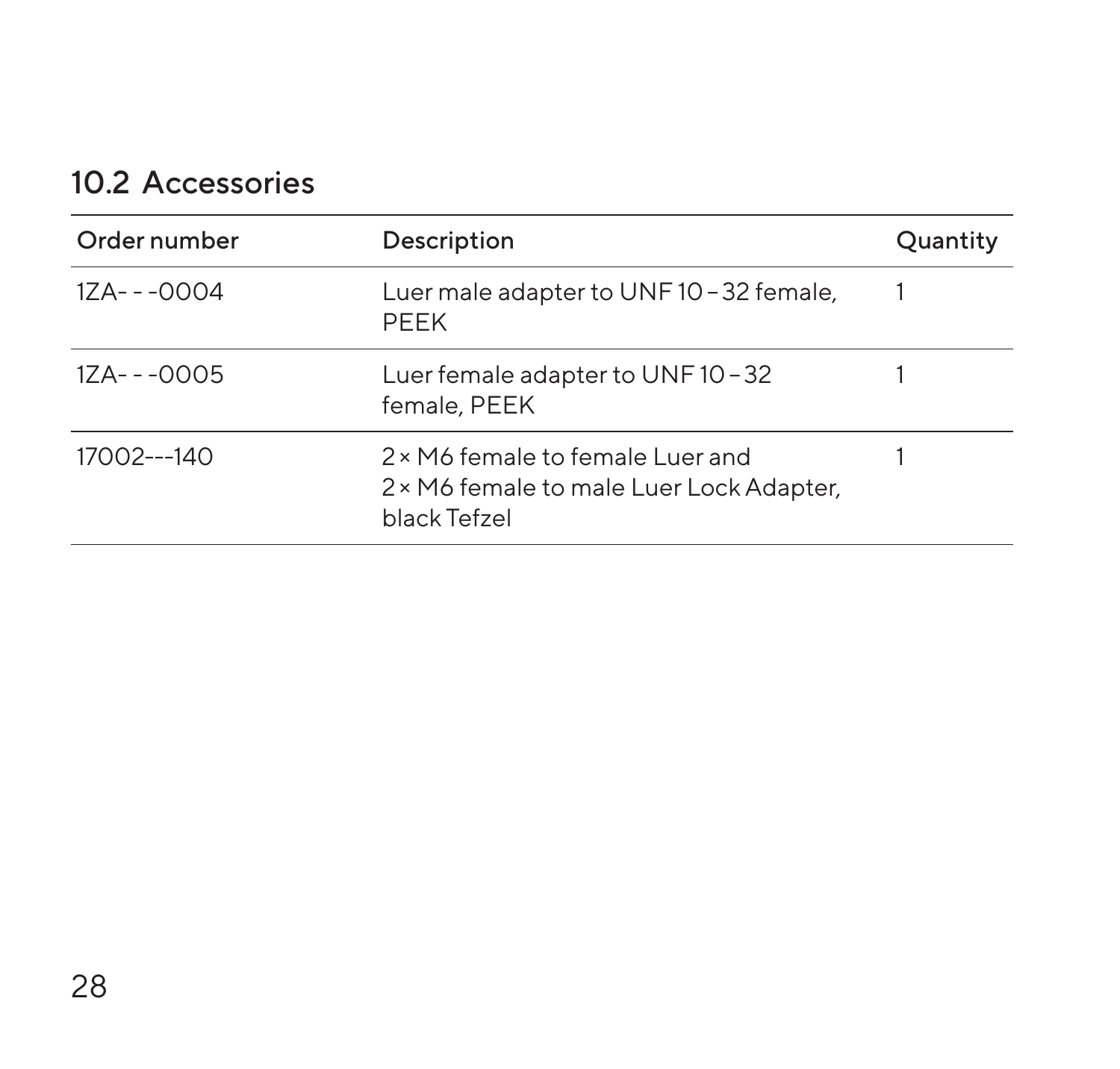## 10.2 Accessories

| Order number | Description | Quantity |
| --- | --- | --- |
| 1ZA- - -0004 | Luer male adapter to UNF 10 – 32 female, PEEK | 1 |
| 1ZA- - -0005 | Luer female adapter to UNF 10 – 32 female, PEEK | 1 |
| 17002---140 | 2 × M6 female to female Luer and 2 × M6 female to male Luer Lock Adapter, black Tefzel | 1 |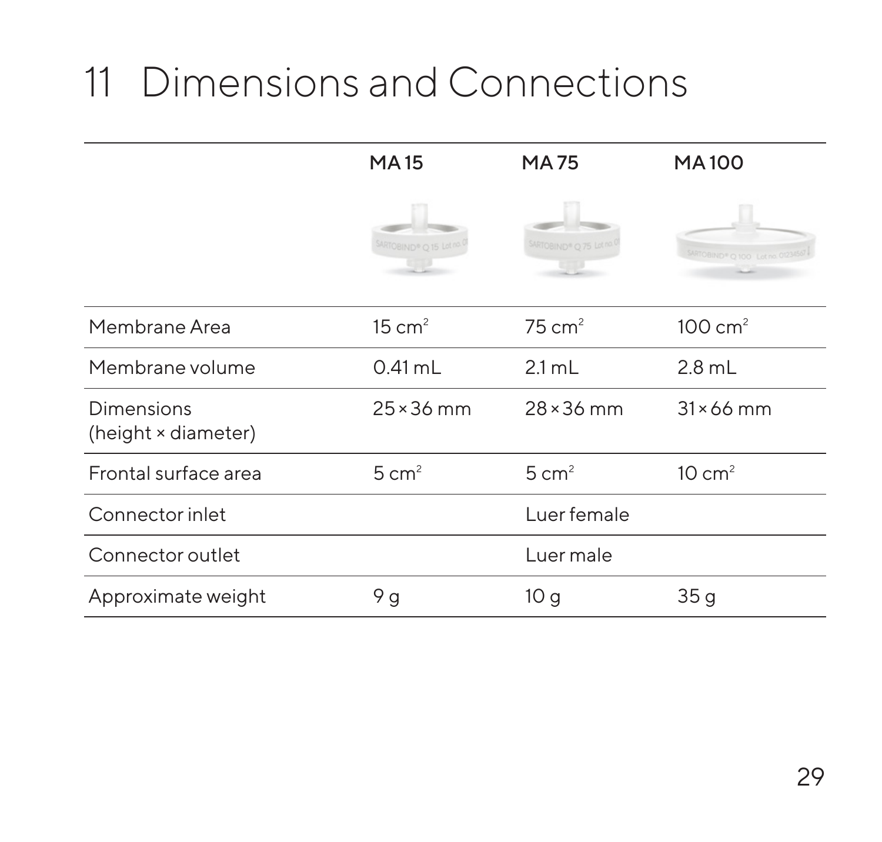# 11 Dimensions and Connections

| | MA 15 | MA 75 | MA 100 |
|---|---|---|---|
| Membrane Area | 15 $cm^2$ | 75 $cm^2$ | 100 $cm^2$ |
| Membrane volume | 0.41 mL | 2.1 mL | 2.8 mL |
| Dimensions (height × diameter) | 25 × 36 mm | 28 × 36 mm | 31 × 66 mm |
| Frontal surface area | 5 $cm^2$ | 5 $cm^2$ | 10 $cm^2$ |
| Connector inlet | | Luer female | |
| Connector outlet | | Luer male | |
| Approximate weight | 9 g | 10 g | 35 g |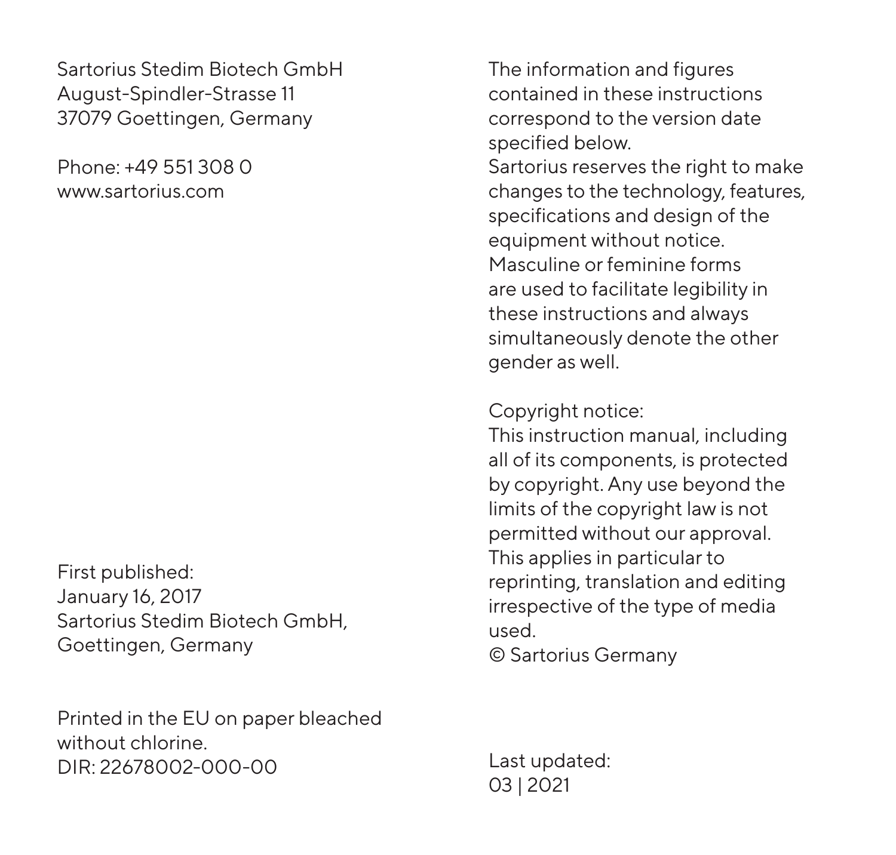Sartorius Stedim Biotech GmbH
August-Spindler-Strasse 11
37079 Goettingen, Germany

Phone: +49 551 308 0
www.sartorius.com

First published:
January 16, 2017
Sartorius Stedim Biotech GmbH,
Goettingen, Germany

Printed in the EU on paper bleached without chlorine.
DIR: 22678002-000-00

The information and figures contained in these instructions correspond to the version date specified below.
Sartorius reserves the right to make changes to the technology, features, specifications and design of the equipment without notice.
Masculine or feminine forms are used to facilitate legibility in these instructions and always simultaneously denote the other gender as well.

Copyright notice:
This instruction manual, including all of its components, is protected by copyright. Any use beyond the limits of the copyright law is not permitted without our approval. This applies in particular to reprinting, translation and editing irrespective of the type of media used.
© Sartorius Germany

Last updated:
03 | 2021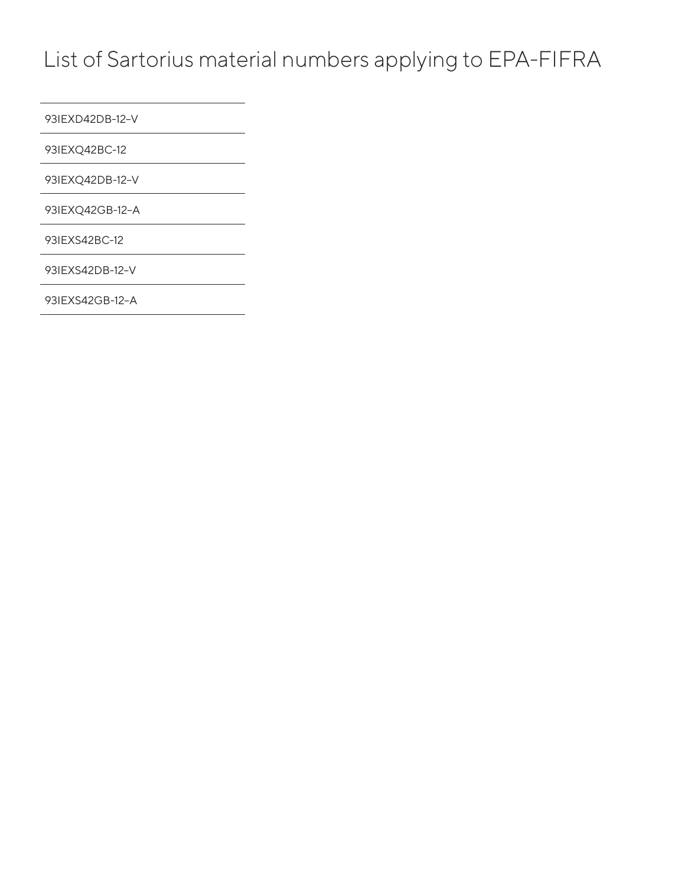# List of Sartorius material numbers applying to EPA-FIFRA

| |
|---|
| 93IEXD42DB-12–V |
| 93IEXQ42BC-12 |
| 93IEXQ42DB-12–V |
| 93IEXQ42GB-12–A |
| 93IEXS42BC-12 |
| 93IEXS42DB-12–V |
| 93IEXS42GB-12–A |